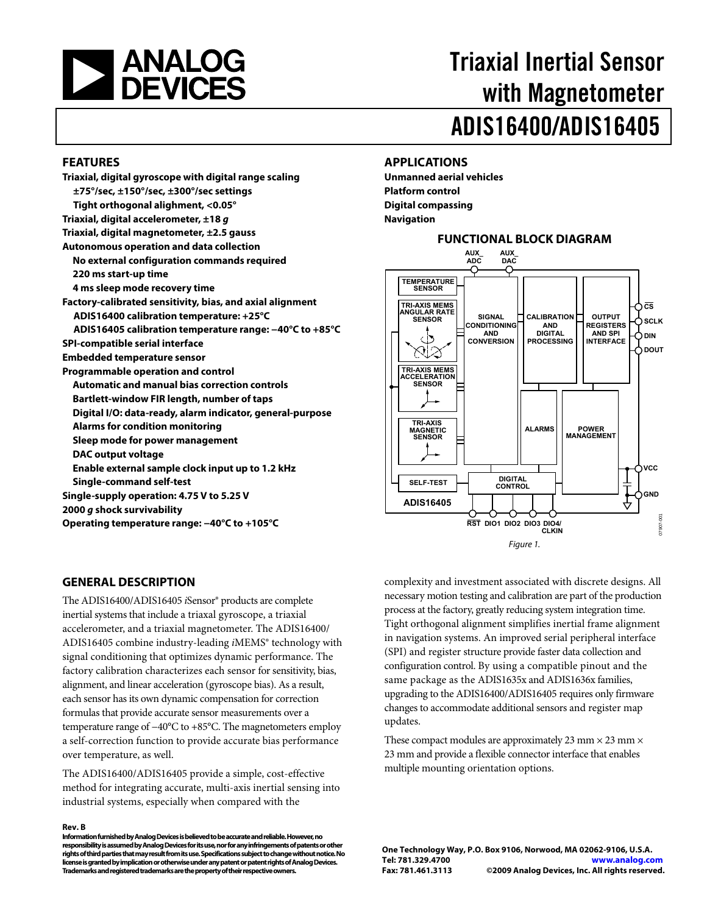# Triaxial Inertial Sensor with Magnetometer

# ADIS16400/ADIS16405

## FEATURES

**Triaxial, digital gyroscope with digital range scaling**
- **±75°/sec, ±150°/sec, ±300°/sec settings**
- **Tight orthogonal alighment, <0.05°**

**Triaxial, digital accelerometer, ±18 *g***

**Triaxial, digital magnetometer, ±2.5 gauss**

**Autonomous operation and data collection**
- **No external configuration commands required**
- **220 ms start-up time**
- **4 ms sleep mode recovery time**

**Factory-calibrated sensitivity, bias, and axial alignment**
- **ADIS16400 calibration temperature: +25°C**
- **ADIS16405 calibration temperature range: −40°C to +85°C**

**SPI-compatible serial interface**

**Embedded temperature sensor**

**Programmable operation and control**
- **Automatic and manual bias correction controls**
- **Bartlett-window FIR length, number of taps**
- **Digital I/O: data-ready, alarm indicator, general-purpose**
- **Alarms for condition monitoring**
- **Sleep mode for power management**
- **DAC output voltage**
- **Enable external sample clock input up to 1.2 kHz**
- **Single-command self-test**

**Single-supply operation: 4.75 V to 5.25 V**

**2000 *g* shock survivability**

**Operating temperature range: −40°C to +105°C**

## APPLICATIONS

**Unmanned aerial vehicles**
**Platform control**
**Digital compassing**
**Navigation**

## FUNCTIONAL BLOCK DIAGRAM

Figure 1.

## GENERAL DESCRIPTION

The ADIS16400/ADIS16405 *i*Sensor® products are complete inertial systems that include a triaxal gyroscope, a triaxial accelerometer, and a triaxial magnetometer. The ADIS16400/ ADIS16405 combine industry-leading *i*MEMS® technology with signal conditioning that optimizes dynamic performance. The factory calibration characterizes each sensor for sensitivity, bias, alignment, and linear acceleration (gyroscope bias). As a result, each sensor has its own dynamic compensation for correction formulas that provide accurate sensor measurements over a temperature range of −40°C to +85°C. The magnetometers employ a self-correction function to provide accurate bias performance over temperature, as well.

The ADIS16400/ADIS16405 provide a simple, cost-effective method for integrating accurate, multi-axis inertial sensing into industrial systems, especially when compared with the complexity and investment associated with discrete designs. All necessary motion testing and calibration are part of the production process at the factory, greatly reducing system integration time. Tight orthogonal alignment simplifies inertial frame alignment in navigation systems. An improved serial peripheral interface (SPI) and register structure provide faster data collection and configuration control. By using a compatible pinout and the same package as the ADIS1635x and ADIS1636x families, upgrading to the ADIS16400/ADIS16405 requires only firmware changes to accommodate additional sensors and register map updates.

These compact modules are approximately 23 mm × 23 mm × 23 mm and provide a flexible connector interface that enables multiple mounting orientation options.

**Rev. B**
Information furnished by Analog Devices is believed to be accurate and reliable. However, no responsibility is assumed by Analog Devices for its use, nor for any infringements of patents or other rights of third parties that may result from its use. Specifications subject to change without notice. No license is granted by implication or otherwise under any patent or patent rights of Analog Devices. Trademarks and registered trademarks are the property of their respective owners.

One Technology Way, P.O. Box 9106, Norwood, MA 02062-9106, U.S.A.
Tel: 781.329.4700 www.analog.com
Fax: 781.461.3113 ©2009 Analog Devices, Inc. All rights reserved.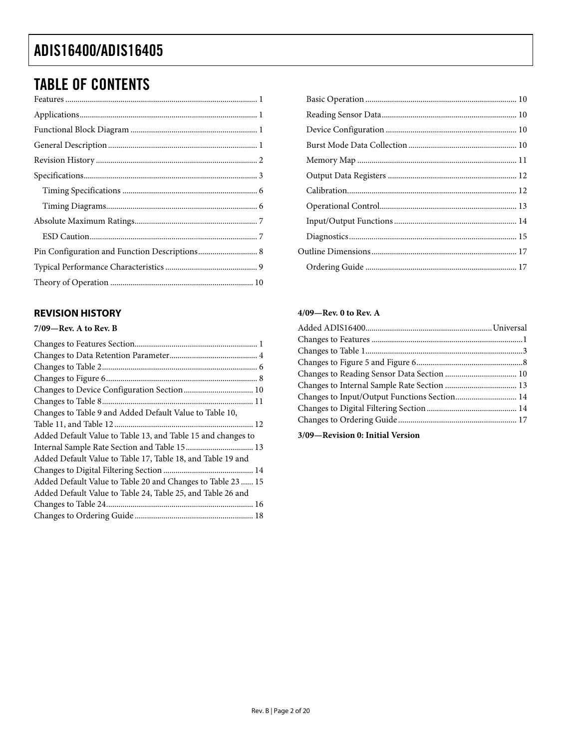## TABLE OF CONTENTS

Features .... 1
Applications .... 1
Functional Block Diagram .... 1
General Description .... 1
Revision History .... 2
Specifications .... 3
  Timing Specifications .... 6
  Timing Diagrams .... 6
Absolute Maximum Ratings .... 7
  ESD Caution .... 7
Pin Configuration and Function Descriptions .... 8
Typical Performance Characteristics .... 9
Theory of Operation .... 10
  Basic Operation .... 10
  Reading Sensor Data .... 10
  Device Configuration .... 10
  Burst Mode Data Collection .... 10
  Memory Map .... 11
  Output Data Registers .... 12
  Calibration .... 12
  Operational Control .... 13
  Input/Output Functions .... 14
  Diagnostics .... 15
Outline Dimensions .... 17
  Ordering Guide .... 17

### REVISION HISTORY

**7/09—Rev. A to Rev. B**

Changes to Features Section .... 1
Changes to Data Retention Parameter .... 4
Changes to Table 2 .... 6
Changes to Figure 6 .... 8
Changes to Device Configuration Section .... 10
Changes to Table 8 .... 11
Changes to Table 9 and Added Default Value to Table 10, Table 11, and Table 12 .... 12
Added Default Value to Table 13, and Table 15 and changes to Internal Sample Rate Section and Table 15 .... 13
Added Default Value to Table 17, Table 18, and Table 19 and Changes to Digital Filtering Section .... 14
Added Default Value to Table 20 and Changes to Table 23 .... 15
Added Default Value to Table 24, Table 25, and Table 26 and Changes to Table 24 .... 16
Changes to Ordering Guide .... 18

**4/09—Rev. 0 to Rev. A**

Added ADIS16400 .... Universal
Changes to Features .... 1
Changes to Table 1 .... 3
Changes to Figure 5 and Figure 6 .... 8
Changes to Reading Sensor Data Section .... 10
Changes to Internal Sample Rate Section .... 13
Changes to Input/Output Functions Section .... 14
Changes to Digital Filtering Section .... 14
Changes to Ordering Guide .... 17

**3/09—Revision 0: Initial Version**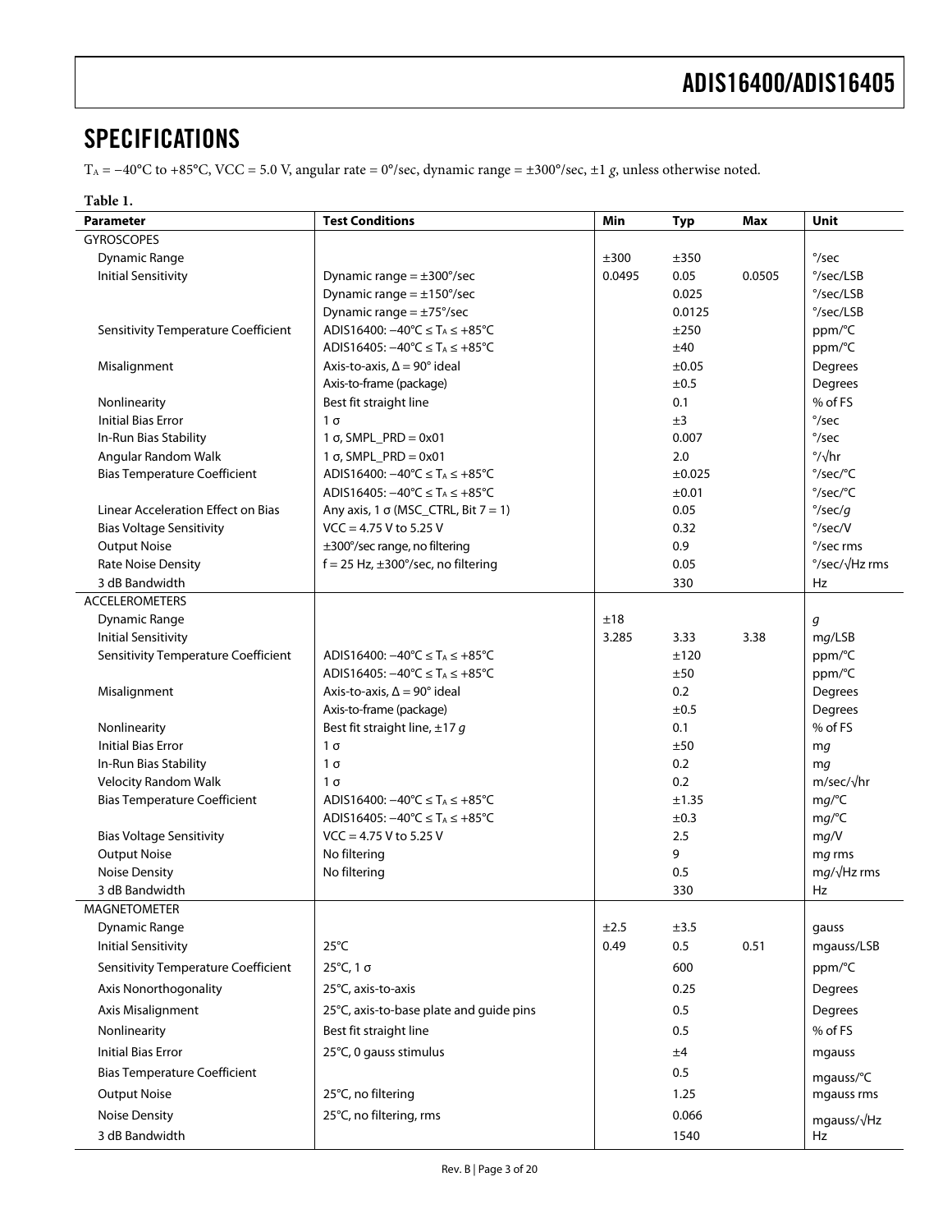## SPECIFICATIONS

$T_A$ = −40°C to +85°C, VCC = 5.0 V, angular rate = 0°/sec, dynamic range = ±300°/sec, ±1 *g*, unless otherwise noted.

**Table 1.**

| Parameter | Test Conditions | Min | Typ | Max | Unit |
|---|---|---|---|---|---|
| GYROSCOPES | | | | | |
| Dynamic Range | | ±300 | ±350 | | °/sec |
| Initial Sensitivity | Dynamic range = ±300°/sec | 0.0495 | 0.05 | 0.0505 | °/sec/LSB |
| | Dynamic range = ±150°/sec | | 0.025 | | °/sec/LSB |
| | Dynamic range = ±75°/sec | | 0.0125 | | °/sec/LSB |
| Sensitivity Temperature Coefficient | ADIS16400: −40°C ≤ $T_A$ ≤ +85°C | | ±250 | | ppm/°C |
| | ADIS16405: −40°C ≤ $T_A$ ≤ +85°C | | ±40 | | ppm/°C |
| Misalignment | Axis-to-axis, Δ = 90° ideal | | ±0.05 | | Degrees |
| | Axis-to-frame (package) | | ±0.5 | | Degrees |
| Nonlinearity | Best fit straight line | | 0.1 | | % of FS |
| Initial Bias Error | 1 σ | | ±3 | | °/sec |
| In-Run Bias Stability | 1 σ, SMPL_PRD = 0x01 | | 0.007 | | °/sec |
| Angular Random Walk | 1 σ, SMPL_PRD = 0x01 | | 2.0 | | °/√hr |
| Bias Temperature Coefficient | ADIS16400: −40°C ≤ $T_A$ ≤ +85°C | | ±0.025 | | °/sec/°C |
| | ADIS16405: −40°C ≤ $T_A$ ≤ +85°C | | ±0.01 | | °/sec/°C |
| Linear Acceleration Effect on Bias | Any axis, 1 σ (MSC_CTRL, Bit 7 = 1) | | 0.05 | | °/sec/*g* |
| Bias Voltage Sensitivity | VCC = 4.75 V to 5.25 V | | 0.32 | | °/sec/V |
| Output Noise | ±300°/sec range, no filtering | | 0.9 | | °/sec rms |
| Rate Noise Density | f = 25 Hz, ±300°/sec, no filtering | | 0.05 | | °/sec/√Hz rms |
| 3 dB Bandwidth | | | 330 | | Hz |
| ACCELEROMETERS | | | | | |
| Dynamic Range | | ±18 | | | *g* |
| Initial Sensitivity | | 3.285 | 3.33 | 3.38 | m*g*/LSB |
| Sensitivity Temperature Coefficient | ADIS16400: −40°C ≤ $T_A$ ≤ +85°C | | ±120 | | ppm/°C |
| | ADIS16405: −40°C ≤ $T_A$ ≤ +85°C | | ±50 | | ppm/°C |
| Misalignment | Axis-to-axis, Δ = 90° ideal | | 0.2 | | Degrees |
| | Axis-to-frame (package) | | ±0.5 | | Degrees |
| Nonlinearity | Best fit straight line, ±17 *g* | | 0.1 | | % of FS |
| Initial Bias Error | 1 σ | | ±50 | | m*g* |
| In-Run Bias Stability | 1 σ | | 0.2 | | m*g* |
| Velocity Random Walk | 1 σ | | 0.2 | | m/sec/√hr |
| Bias Temperature Coefficient | ADIS16400: −40°C ≤ $T_A$ ≤ +85°C | | ±1.35 | | m*g*/°C |
| | ADIS16405: −40°C ≤ $T_A$ ≤ +85°C | | ±0.3 | | m*g*/°C |
| Bias Voltage Sensitivity | VCC = 4.75 V to 5.25 V | | 2.5 | | m*g*/V |
| Output Noise | No filtering | | 9 | | m*g* rms |
| Noise Density | No filtering | | 0.5 | | m*g*/√Hz rms |
| 3 dB Bandwidth | | | 330 | | Hz |
| MAGNETOMETER | | | | | |
| Dynamic Range | | ±2.5 | ±3.5 | | gauss |
| Initial Sensitivity | 25°C | 0.49 | 0.5 | 0.51 | mgauss/LSB |
| Sensitivity Temperature Coefficient | 25°C, 1 σ | | 600 | | ppm/°C |
| Axis Nonorthogonality | 25°C, axis-to-axis | | 0.25 | | Degrees |
| Axis Misalignment | 25°C, axis-to-base plate and guide pins | | 0.5 | | Degrees |
| Nonlinearity | Best fit straight line | | 0.5 | | % of FS |
| Initial Bias Error | 25°C, 0 gauss stimulus | | ±4 | | mgauss |
| Bias Temperature Coefficient | | | 0.5 | | mgauss/°C |
| Output Noise | 25°C, no filtering | | 1.25 | | mgauss rms |
| Noise Density | 25°C, no filtering, rms | | 0.066 | | mgauss/√Hz |
| 3 dB Bandwidth | | | 1540 | | Hz |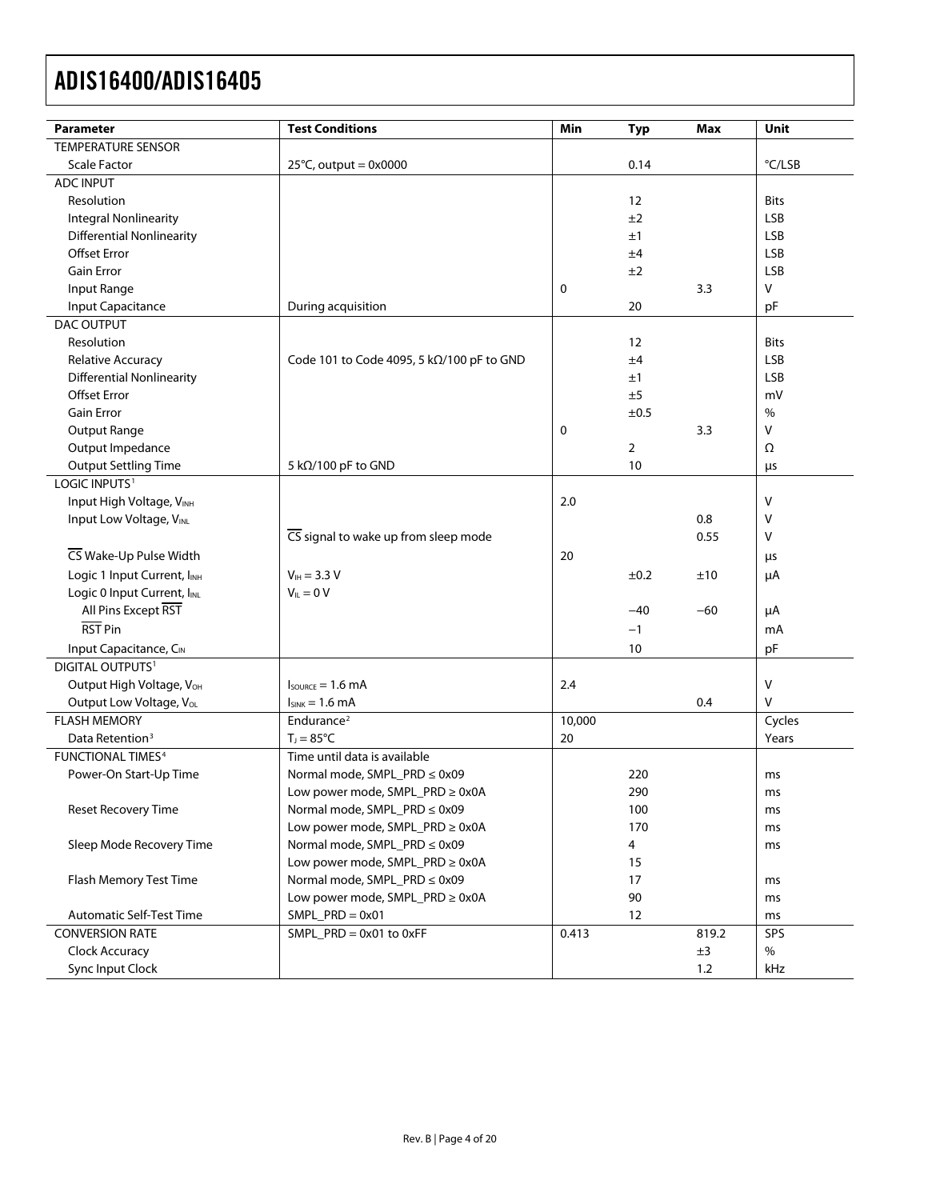| Parameter | Test Conditions | Min | Typ | Max | Unit |
| --- | --- | --- | --- | --- | --- |
| TEMPERATURE SENSOR | | | | | |
| Scale Factor | 25°C, output = 0x0000 | | 0.14 | | °C/LSB |
| ADC INPUT | | | | | |
| Resolution | | | 12 | | Bits |
| Integral Nonlinearity | | | ±2 | | LSB |
| Differential Nonlinearity | | | ±1 | | LSB |
| Offset Error | | | ±4 | | LSB |
| Gain Error | | | ±2 | | LSB |
| Input Range | | 0 | | 3.3 | V |
| Input Capacitance | During acquisition | | 20 | | pF |
| DAC OUTPUT | | | | | |
| Resolution | | | 12 | | Bits |
| Relative Accuracy | Code 101 to Code 4095, 5 kΩ/100 pF to GND | | ±4 | | LSB |
| Differential Nonlinearity | | | ±1 | | LSB |
| Offset Error | | | ±5 | | mV |
| Gain Error | | | ±0.5 | | % |
| Output Range | | 0 | | 3.3 | V |
| Output Impedance | | | 2 | | Ω |
| Output Settling Time | 5 kΩ/100 pF to GND | | 10 | | µs |
| LOGIC INPUTS[1] | | | | | |
| Input High Voltage, $V_{INH}$ | | 2.0 | | | V |
| Input Low Voltage, $V_{INL}$ | | | | 0.8 | V |
| | $\overline{CS}$ signal to wake up from sleep mode | | | 0.55 | V |
| $\overline{CS}$ Wake-Up Pulse Width | | 20 | | | µs |
| Logic 1 Input Current, $I_{INH}$ | $V_{IH}$ = 3.3 V | | ±0.2 | ±10 | µA |
| Logic 0 Input Current, $I_{INL}$ | $V_{IL}$ = 0 V | | | | |
| All Pins Except $\overline{RST}$ | | | −40 | −60 | µA |
| $\overline{RST}$ Pin | | | −1 | | mA |
| Input Capacitance, $C_{IN}$ | | | 10 | | pF |
| DIGITAL OUTPUTS[1] | | | | | |
| Output High Voltage, $V_{OH}$ | $I_{SOURCE}$ = 1.6 mA | 2.4 | | | V |
| Output Low Voltage, $V_{OL}$ | $I_{SINK}$ = 1.6 mA | | | 0.4 | V |
| FLASH MEMORY | Endurance[2] | 10,000 | | | Cycles |
| Data Retention[3] | $T_J$ = 85°C | 20 | | | Years |
| FUNCTIONAL TIMES[4] | Time until data is available | | | | |
| Power-On Start-Up Time | Normal mode, SMPL_PRD ≤ 0x09 | | 220 | | ms |
| | Low power mode, SMPL_PRD ≥ 0x0A | | 290 | | ms |
| Reset Recovery Time | Normal mode, SMPL_PRD ≤ 0x09 | | 100 | | ms |
| | Low power mode, SMPL_PRD ≥ 0x0A | | 170 | | ms |
| Sleep Mode Recovery Time | Normal mode, SMPL_PRD ≤ 0x09 | | 4 | | ms |
| | Low power mode, SMPL_PRD ≥ 0x0A | | 15 | | |
| Flash Memory Test Time | Normal mode, SMPL_PRD ≤ 0x09 | | 17 | | ms |
| | Low power mode, SMPL_PRD ≥ 0x0A | | 90 | | ms |
| Automatic Self-Test Time | SMPL_PRD = 0x01 | | 12 | | ms |
| CONVERSION RATE | SMPL_PRD = 0x01 to 0xFF | 0.413 | | 819.2 | SPS |
| Clock Accuracy | | | | ±3 | % |
| Sync Input Clock | | | | 1.2 | kHz |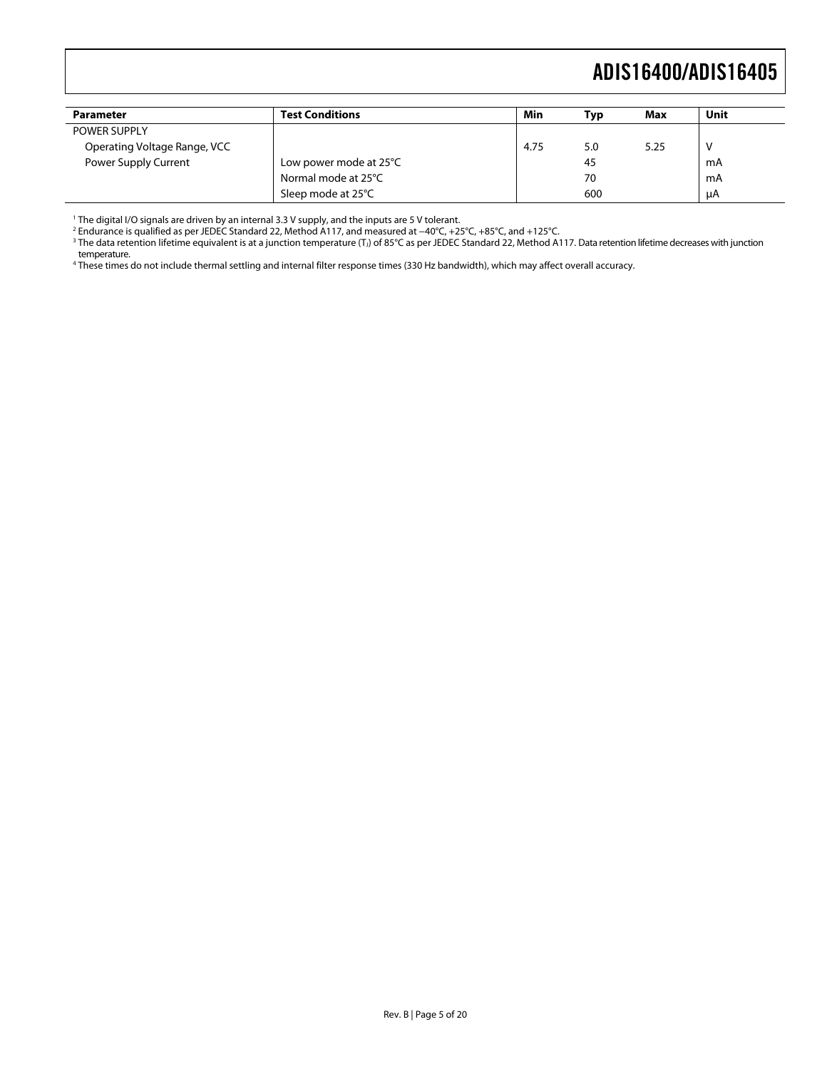| Parameter | Test Conditions | Min | Typ | Max | Unit |
|---|---|---|---|---|---|
| POWER SUPPLY | | | | | |
| Operating Voltage Range, VCC | | 4.75 | 5.0 | 5.25 | V |
| Power Supply Current | Low power mode at 25°C | | 45 | | mA |
| | Normal mode at 25°C | | 70 | | mA |
| | Sleep mode at 25°C | | 600 | | µA |

[1] The digital I/O signals are driven by an internal 3.3 V supply, and the inputs are 5 V tolerant.
[2] Endurance is qualified as per JEDEC Standard 22, Method A117, and measured at −40°C, +25°C, +85°C, and +125°C.
[3] The data retention lifetime equivalent is at a junction temperature ($T_J$) of 85°C as per JEDEC Standard 22, Method A117. Data retention lifetime decreases with junction temperature.
[4] These times do not include thermal settling and internal filter response times (330 Hz bandwidth), which may affect overall accuracy.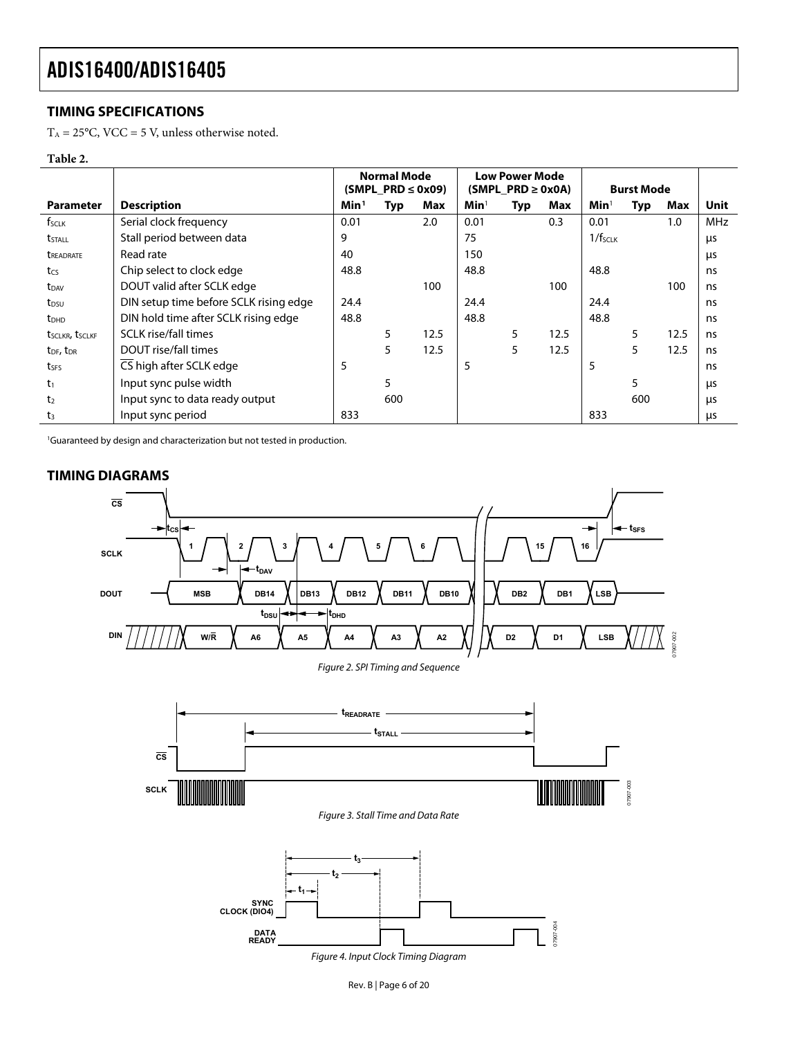## TIMING SPECIFICATIONS

$T_A$ = 25°C, VCC = 5 V, unless otherwise noted.

**Table 2.**

| | | Normal Mode (SMPL_PRD ≤ 0x09) | | | Low Power Mode (SMPL_PRD ≥ 0x0A) | | | Burst Mode | | | |
|---|---|---|---|---|---|---|---|---|---|---|---|
| **Parameter** | **Description** | **Min**[1] | **Typ** | **Max** | **Min**[1] | **Typ** | **Max** | **Min**[1] | **Typ** | **Max** | **Unit** |
| $f_{SCLK}$ | Serial clock frequency | 0.01 | | 2.0 | 0.01 | | 0.3 | 0.01 | | 1.0 | MHz |
| $t_{STALL}$ | Stall period between data | 9 | | | 75 | | | $1/f_{SCLK}$ | | | μs |
| $t_{READRATE}$ | Read rate | 40 | | | 150 | | | | | | μs |
| $t_{CS}$ | Chip select to clock edge | 48.8 | | | 48.8 | | | 48.8 | | | ns |
| $t_{DAV}$ | DOUT valid after SCLK edge | | | 100 | | | 100 | | | 100 | ns |
| $t_{DSU}$ | DIN setup time before SCLK rising edge | 24.4 | | | 24.4 | | | 24.4 | | | ns |
| $t_{DHD}$ | DIN hold time after SCLK rising edge | 48.8 | | | 48.8 | | | 48.8 | | | ns |
| $t_{SCLKR}$, $t_{SCLKF}$ | SCLK rise/fall times | | 5 | 12.5 | | 5 | 12.5 | | 5 | 12.5 | ns |
| $t_{DF}$, $t_{DR}$ | DOUT rise/fall times | | 5 | 12.5 | | 5 | 12.5 | | 5 | 12.5 | ns |
| $t_{SFS}$ | $\overline{CS}$ high after SCLK edge | 5 | | | 5 | | | 5 | | | ns |
| $t_1$ | Input sync pulse width | | 5 | | | | | | 5 | | μs |
| $t_2$ | Input sync to data ready output | | 600 | | | | | | 600 | | μs |
| $t_3$ | Input sync period | 833 | | | | | | 833 | | | μs |

[1]Guaranteed by design and characterization but not tested in production.

## TIMING DIAGRAMS

Figure 2. SPI Timing and Sequence

Figure 3. Stall Time and Data Rate

Figure 4. Input Clock Timing Diagram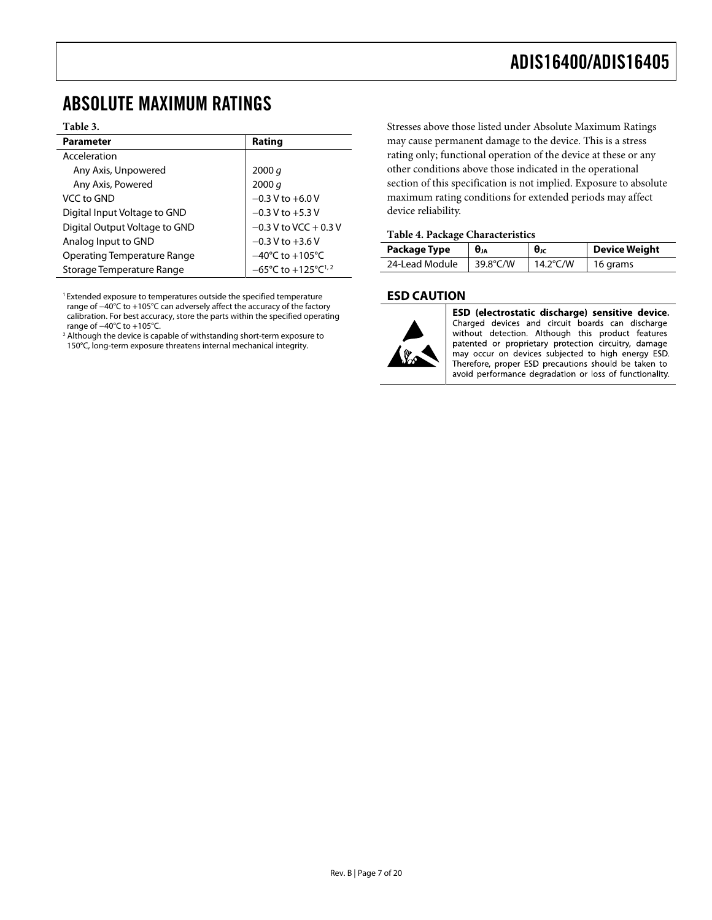# ABSOLUTE MAXIMUM RATINGS

**Table 3.**

| Parameter | Rating |
|---|---|
| Acceleration | |
| Any Axis, Unpowered | 2000 *g* |
| Any Axis, Powered | 2000 *g* |
| VCC to GND | −0.3 V to +6.0 V |
| Digital Input Voltage to GND | −0.3 V to +5.3 V |
| Digital Output Voltage to GND | −0.3 V to VCC + 0.3 V |
| Analog Input to GND | −0.3 V to +3.6 V |
| Operating Temperature Range | −40°C to +105°C |
| Storage Temperature Range | −65°C to +125°C[1, 2] |

[1] Extended exposure to temperatures outside the specified temperature range of −40°C to +105°C can adversely affect the accuracy of the factory calibration. For best accuracy, store the parts within the specified operating range of −40°C to +105°C.
[2] Although the device is capable of withstanding short-term exposure to 150°C, long-term exposure threatens internal mechanical integrity.

Stresses above those listed under Absolute Maximum Ratings may cause permanent damage to the device. This is a stress rating only; functional operation of the device at these or any other conditions above those indicated in the operational section of this specification is not implied. Exposure to absolute maximum rating conditions for extended periods may affect device reliability.

**Table 4. Package Characteristics**

| Package Type | $\theta_{JA}$ | $\theta_{JC}$ | Device Weight |
|---|---|---|---|
| 24-Lead Module | 39.8°C/W | 14.2°C/W | 16 grams |

## ESD CAUTION

**ESD (electrostatic discharge) sensitive device.** Charged devices and circuit boards can discharge without detection. Although this product features patented or proprietary protection circuitry, damage may occur on devices subjected to high energy ESD. Therefore, proper ESD precautions should be taken to avoid performance degradation or loss of functionality.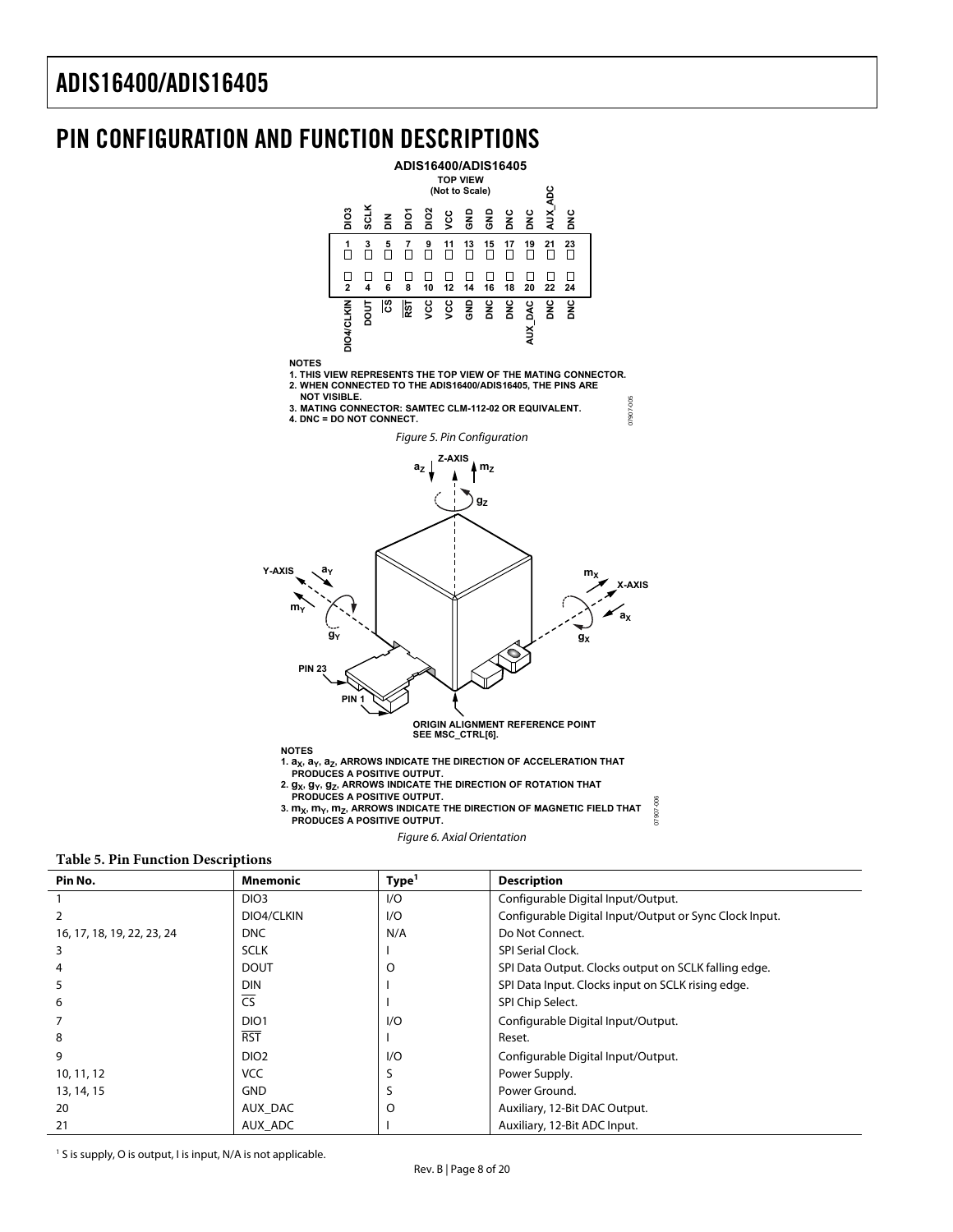## PIN CONFIGURATION AND FUNCTION DESCRIPTIONS

NOTES
1. THIS VIEW REPRESENTS THE TOP VIEW OF THE MATING CONNECTOR.
2. WHEN CONNECTED TO THE ADIS16400/ADIS16405, THE PINS ARE NOT VISIBLE.
3. MATING CONNECTOR: SAMTEC CLM-112-02 OR EQUIVALENT.
4. DNC = DO NOT CONNECT.

*Figure 5. Pin Configuration*

NOTES
1. $a_X$, $a_Y$, $a_Z$, ARROWS INDICATE THE DIRECTION OF ACCELERATION THAT PRODUCES A POSITIVE OUTPUT.
2. $g_X$, $g_Y$, $g_Z$, ARROWS INDICATE THE DIRECTION OF ROTATION THAT PRODUCES A POSITIVE OUTPUT.
3. $m_X$, $m_Y$, $m_Z$, ARROWS INDICATE THE DIRECTION OF MAGNETIC FIELD THAT PRODUCES A POSITIVE OUTPUT.

*Figure 6. Axial Orientation*

**Table 5. Pin Function Descriptions**

| Pin No. | Mnemonic | Type[1] | Description |
|---|---|---|---|
| 1 | DIO3 | I/O | Configurable Digital Input/Output. |
| 2 | DIO4/CLKIN | I/O | Configurable Digital Input/Output or Sync Clock Input. |
| 16, 17, 18, 19, 22, 23, 24 | DNC | N/A | Do Not Connect. |
| 3 | SCLK | I | SPI Serial Clock. |
| 4 | DOUT | O | SPI Data Output. Clocks output on SCLK falling edge. |
| 5 | DIN | I | SPI Data Input. Clocks input on SCLK rising edge. |
| 6 | $\overline{\text{CS}}$ | I | SPI Chip Select. |
| 7 | DIO1 | I/O | Configurable Digital Input/Output. |
| 8 | $\overline{\text{RST}}$ | I | Reset. |
| 9 | DIO2 | I/O | Configurable Digital Input/Output. |
| 10, 11, 12 | VCC | S | Power Supply. |
| 13, 14, 15 | GND | S | Power Ground. |
| 20 | AUX_DAC | O | Auxiliary, 12-Bit DAC Output. |
| 21 | AUX_ADC | I | Auxiliary, 12-Bit ADC Input. |

[1] S is supply, O is output, I is input, N/A is not applicable.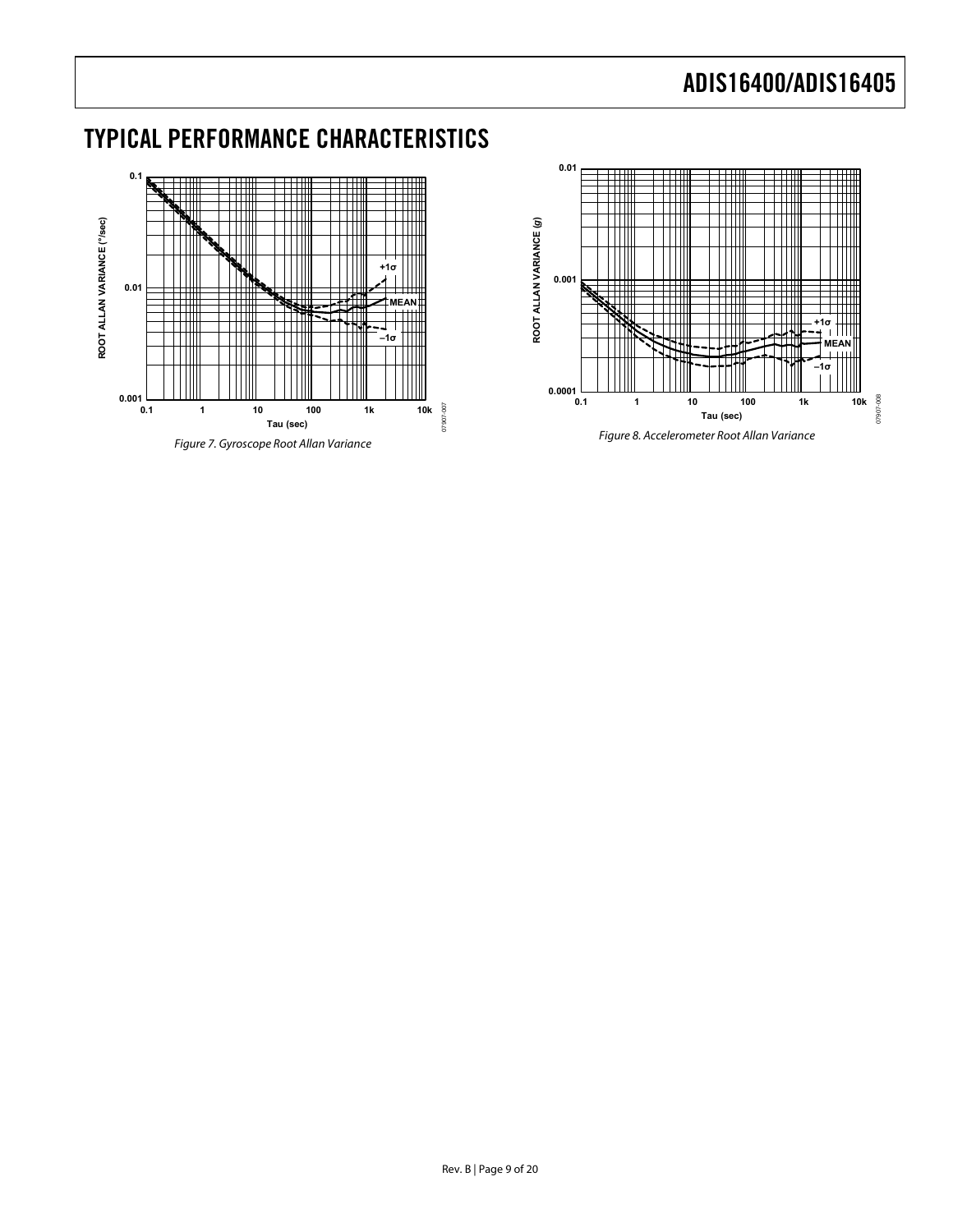## TYPICAL PERFORMANCE CHARACTERISTICS

*Figure 7. Gyroscope Root Allan Variance*

*Figure 8. Accelerometer Root Allan Variance*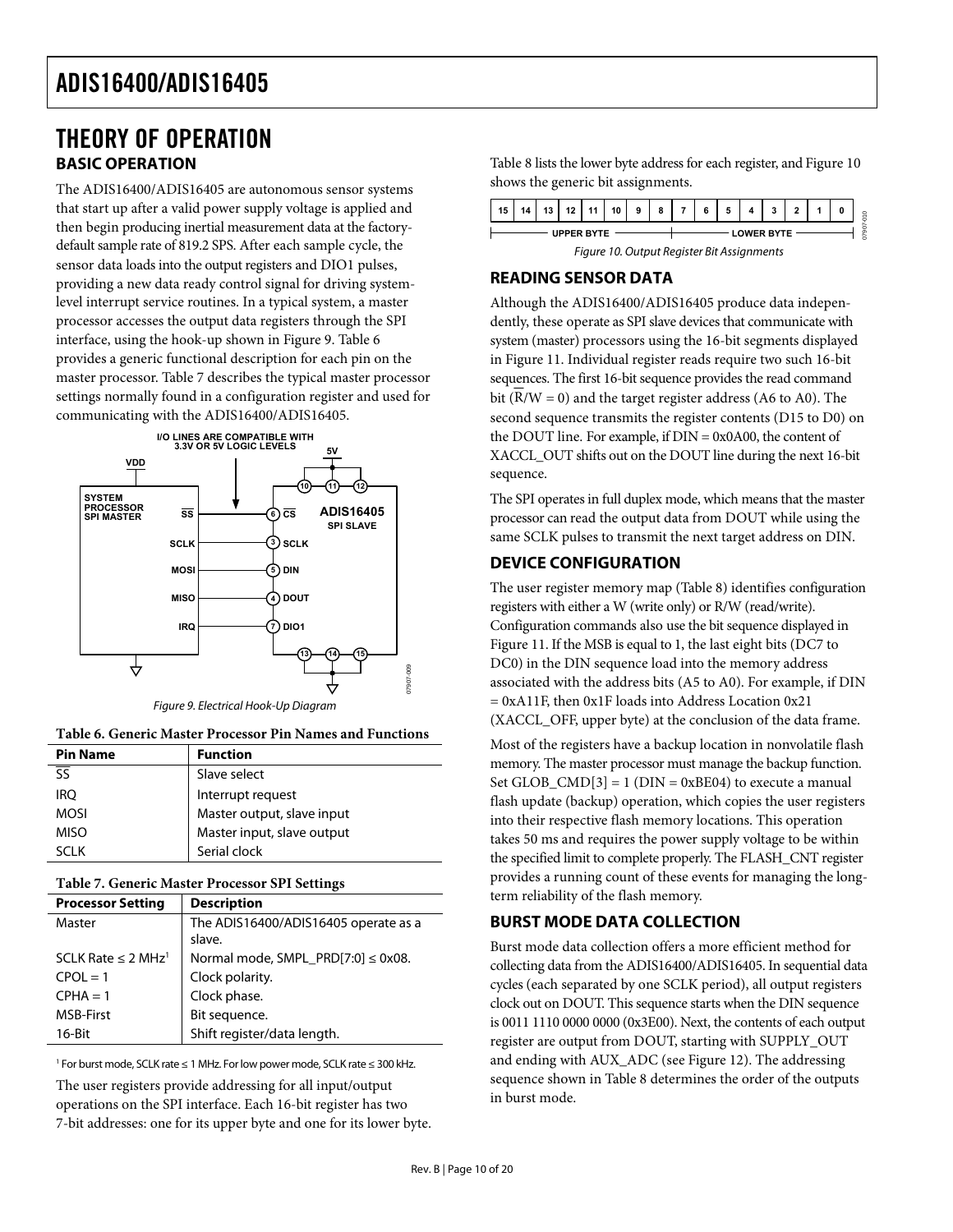# THEORY OF OPERATION

## BASIC OPERATION

The ADIS16400/ADIS16405 are autonomous sensor systems that start up after a valid power supply voltage is applied and then begin producing inertial measurement data at the factory-default sample rate of 819.2 SPS. After each sample cycle, the sensor data loads into the output registers and DIO1 pulses, providing a new data ready control signal for driving system-level interrupt service routines. In a typical system, a master processor accesses the output data registers through the SPI interface, using the hook-up shown in Figure 9. Table 6 provides a generic functional description for each pin on the master processor. Table 7 describes the typical master processor settings normally found in a configuration register and used for communicating with the ADIS16400/ADIS16405.

Figure 9. Electrical Hook-Up Diagram

**Table 6. Generic Master Processor Pin Names and Functions**

| Pin Name | Function |
|---|---|
| SS | Slave select |
| IRQ | Interrupt request |
| MOSI | Master output, slave input |
| MISO | Master input, slave output |
| SCLK | Serial clock |

**Table 7. Generic Master Processor SPI Settings**

| Processor Setting | Description |
|---|---|
| Master | The ADIS16400/ADIS16405 operate as a slave. |
| SCLK Rate ≤ 2 MHz[1] | Normal mode, SMPL_PRD[7:0] ≤ 0x08. |
| CPOL = 1 | Clock polarity. |
| CPHA = 1 | Clock phase. |
| MSB-First | Bit sequence. |
| 16-Bit | Shift register/data length. |

[1] For burst mode, SCLK rate ≤ 1 MHz. For low power mode, SCLK rate ≤ 300 kHz.

The user registers provide addressing for all input/output operations on the SPI interface. Each 16-bit register has two 7-bit addresses: one for its upper byte and one for its lower byte. Table 8 lists the lower byte address for each register, and Figure 10 shows the generic bit assignments.

| 15 | 14 | 13 | 12 | 11 | 10 | 9 | 8 | 7 | 6 | 5 | 4 | 3 | 2 | 1 | 0 |
|---|---|---|---|---|---|---|---|---|---|---|---|---|---|---|---|
| UPPER BYTE | | | | | | | | LOWER BYTE | | | | | | | |

Figure 10. Output Register Bit Assignments

## READING SENSOR DATA

Although the ADIS16400/ADIS16405 produce data independently, these operate as SPI slave devices that communicate with system (master) processors using the 16-bit segments displayed in Figure 11. Individual register reads require two such 16-bit sequences. The first 16-bit sequence provides the read command bit ($\overline{R}$/W = 0) and the target register address (A6 to A0). The second sequence transmits the register contents (D15 to D0) on the DOUT line. For example, if DIN = 0x0A00, the content of XACCL_OUT shifts out on the DOUT line during the next 16-bit sequence.

The SPI operates in full duplex mode, which means that the master processor can read the output data from DOUT while using the same SCLK pulses to transmit the next target address on DIN.

## DEVICE CONFIGURATION

The user register memory map (Table 8) identifies configuration registers with either a W (write only) or R/W (read/write). Configuration commands also use the bit sequence displayed in Figure 11. If the MSB is equal to 1, the last eight bits (DC7 to DC0) in the DIN sequence load into the memory address associated with the address bits (A5 to A0). For example, if DIN = 0xA11F, then 0x1F loads into Address Location 0x21 (XACCL_OFF, upper byte) at the conclusion of the data frame.

Most of the registers have a backup location in nonvolatile flash memory. The master processor must manage the backup function. Set GLOB_CMD[3] = 1 (DIN = 0xBE04) to execute a manual flash update (backup) operation, which copies the user registers into their respective flash memory locations. This operation takes 50 ms and requires the power supply voltage to be within the specified limit to complete properly. The FLASH_CNT register provides a running count of these events for managing the long-term reliability of the flash memory.

## BURST MODE DATA COLLECTION

Burst mode data collection offers a more efficient method for collecting data from the ADIS16400/ADIS16405. In sequential data cycles (each separated by one SCLK period), all output registers clock out on DOUT. This sequence starts when the DIN sequence is 0011 1110 0000 0000 (0x3E00). Next, the contents of each output register are output from DOUT, starting with SUPPLY_OUT and ending with AUX_ADC (see Figure 12). The addressing sequence shown in Table 8 determines the order of the outputs in burst mode.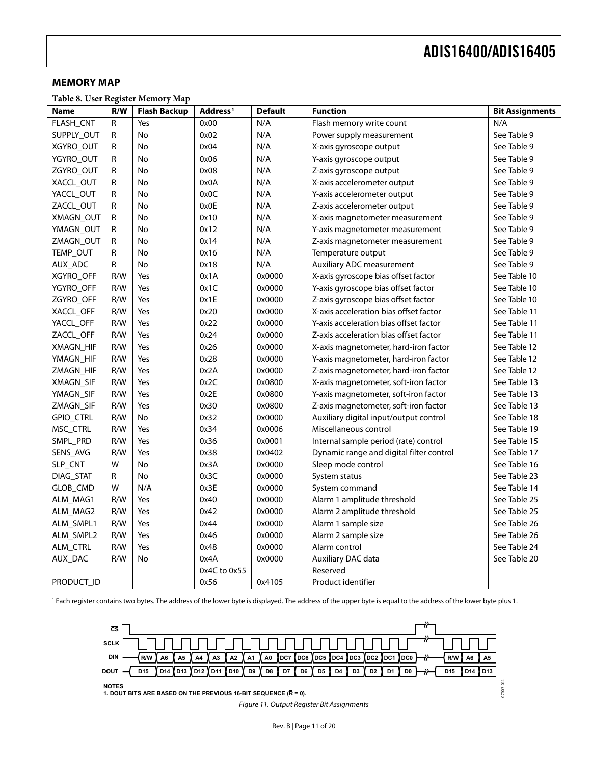## MEMORY MAP

**Table 8. User Register Memory Map**

| Name | R/W | Flash Backup | Address[1] | Default | Function | Bit Assignments |
|---|---|---|---|---|---|---|
| FLASH_CNT | R | Yes | 0x00 | N/A | Flash memory write count | N/A |
| SUPPLY_OUT | R | No | 0x02 | N/A | Power supply measurement | See Table 9 |
| XGYRO_OUT | R | No | 0x04 | N/A | X-axis gyroscope output | See Table 9 |
| YGYRO_OUT | R | No | 0x06 | N/A | Y-axis gyroscope output | See Table 9 |
| ZGYRO_OUT | R | No | 0x08 | N/A | Z-axis gyroscope output | See Table 9 |
| XACCL_OUT | R | No | 0x0A | N/A | X-axis accelerometer output | See Table 9 |
| YACCL_OUT | R | No | 0x0C | N/A | Y-axis accelerometer output | See Table 9 |
| ZACCL_OUT | R | No | 0x0E | N/A | Z-axis accelerometer output | See Table 9 |
| XMAGN_OUT | R | No | 0x10 | N/A | X-axis magnetometer measurement | See Table 9 |
| YMAGN_OUT | R | No | 0x12 | N/A | Y-axis magnetometer measurement | See Table 9 |
| ZMAGN_OUT | R | No | 0x14 | N/A | Z-axis magnetometer measurement | See Table 9 |
| TEMP_OUT | R | No | 0x16 | N/A | Temperature output | See Table 9 |
| AUX_ADC | R | No | 0x18 | N/A | Auxiliary ADC measurement | See Table 9 |
| XGYRO_OFF | R/W | Yes | 0x1A | 0x0000 | X-axis gyroscope bias offset factor | See Table 10 |
| YGYRO_OFF | R/W | Yes | 0x1C | 0x0000 | Y-axis gyroscope bias offset factor | See Table 10 |
| ZGYRO_OFF | R/W | Yes | 0x1E | 0x0000 | Z-axis gyroscope bias offset factor | See Table 10 |
| XACCL_OFF | R/W | Yes | 0x20 | 0x0000 | X-axis acceleration bias offset factor | See Table 11 |
| YACCL_OFF | R/W | Yes | 0x22 | 0x0000 | Y-axis acceleration bias offset factor | See Table 11 |
| ZACCL_OFF | R/W | Yes | 0x24 | 0x0000 | Z-axis acceleration bias offset factor | See Table 11 |
| XMAGN_HIF | R/W | Yes | 0x26 | 0x0000 | X-axis magnetometer, hard-iron factor | See Table 12 |
| YMAGN_HIF | R/W | Yes | 0x28 | 0x0000 | Y-axis magnetometer, hard-iron factor | See Table 12 |
| ZMAGN_HIF | R/W | Yes | 0x2A | 0x0000 | Z-axis magnetometer, hard-iron factor | See Table 12 |
| XMAGN_SIF | R/W | Yes | 0x2C | 0x0800 | X-axis magnetometer, soft-iron factor | See Table 13 |
| YMAGN_SIF | R/W | Yes | 0x2E | 0x0800 | Y-axis magnetometer, soft-iron factor | See Table 13 |
| ZMAGN_SIF | R/W | Yes | 0x30 | 0x0800 | Z-axis magnetometer, soft-iron factor | See Table 13 |
| GPIO_CTRL | R/W | No | 0x32 | 0x0000 | Auxiliary digital input/output control | See Table 18 |
| MSC_CTRL | R/W | Yes | 0x34 | 0x0006 | Miscellaneous control | See Table 19 |
| SMPL_PRD | R/W | Yes | 0x36 | 0x0001 | Internal sample period (rate) control | See Table 15 |
| SENS_AVG | R/W | Yes | 0x38 | 0x0402 | Dynamic range and digital filter control | See Table 17 |
| SLP_CNT | W | No | 0x3A | 0x0000 | Sleep mode control | See Table 16 |
| DIAG_STAT | R | No | 0x3C | 0x0000 | System status | See Table 23 |
| GLOB_CMD | W | N/A | 0x3E | 0x0000 | System command | See Table 14 |
| ALM_MAG1 | R/W | Yes | 0x40 | 0x0000 | Alarm 1 amplitude threshold | See Table 25 |
| ALM_MAG2 | R/W | Yes | 0x42 | 0x0000 | Alarm 2 amplitude threshold | See Table 25 |
| ALM_SMPL1 | R/W | Yes | 0x44 | 0x0000 | Alarm 1 sample size | See Table 26 |
| ALM_SMPL2 | R/W | Yes | 0x46 | 0x0000 | Alarm 2 sample size | See Table 26 |
| ALM_CTRL | R/W | Yes | 0x48 | 0x0000 | Alarm control | See Table 24 |
| AUX_DAC | R/W | No | 0x4A | 0x0000 | Auxiliary DAC data | See Table 20 |
| | | | 0x4C to 0x55 | | Reserved | |
| PRODUCT_ID | | | 0x56 | 0x4105 | Product identifier | |

[1] Each register contains two bytes. The address of the lower byte is displayed. The address of the upper byte is equal to the address of the lower byte plus 1.

| Signal | | | | | | | | | | | | | | | | | | | | |
|---|---|---|---|---|---|---|---|---|---|---|---|---|---|---|---|---|---|---|---|---|
| DIN | R̄/W | A6 | A5 | A4 | A3 | A2 | A1 | A0 | DC7 | DC6 | DC5 | DC4 | DC3 | DC2 | DC1 | DC0 | … | R̄/W | A6 | A5 |
| DOUT | D15 | D14 | D13 | D12 | D11 | D10 | D9 | D8 | D7 | D6 | D5 | D4 | D3 | D2 | D1 | D0 | … | D15 | D14 | D13 |

NOTES
1. DOUT BITS ARE BASED ON THE PREVIOUS 16-BIT SEQUENCE (R̄ = 0).

*Figure 11. Output Register Bit Assignments*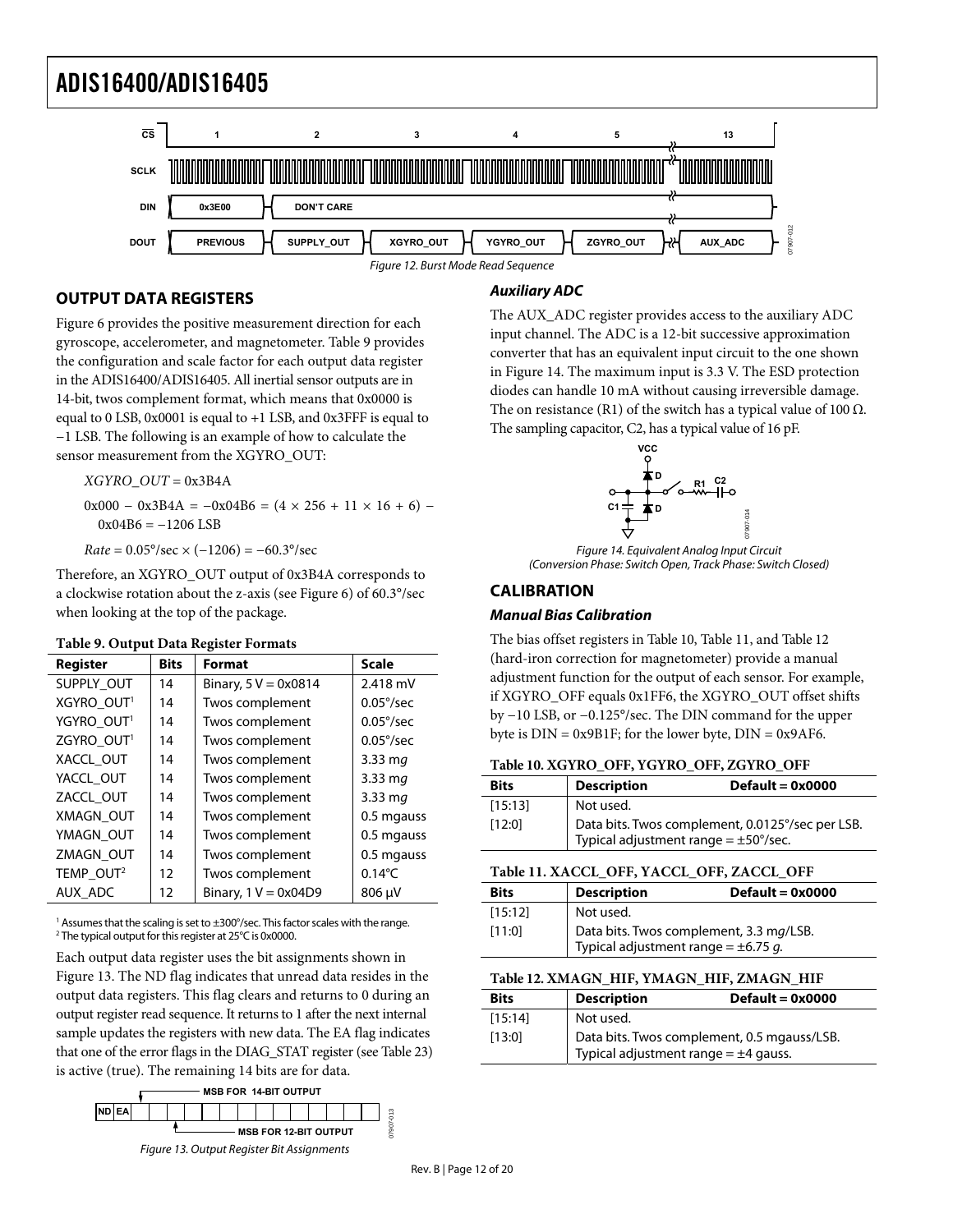Figure 12. Burst Mode Read Sequence

## OUTPUT DATA REGISTERS

Figure 6 provides the positive measurement direction for each gyroscope, accelerometer, and magnetometer. Table 9 provides the configuration and scale factor for each output data register in the ADIS16400/ADIS16405. All inertial sensor outputs are in 14-bit, twos complement format, which means that 0x0000 is equal to 0 LSB, 0x0001 is equal to +1 LSB, and 0x3FFF is equal to −1 LSB. The following is an example of how to calculate the sensor measurement from the XGYRO_OUT:

*XGYRO_OUT* = 0x3B4A

0x000 − 0x3B4A = −0x04B6 = (4 × 256 + 11 × 16 + 6) − 0x04B6 = −1206 LSB

*Rate* = 0.05°/sec × (−1206) = −60.3°/sec

Therefore, an XGYRO_OUT output of 0x3B4A corresponds to a clockwise rotation about the z-axis (see Figure 6) of 60.3°/sec when looking at the top of the package.

**Table 9. Output Data Register Formats**

| Register | Bits | Format | Scale |
|---|---|---|---|
| SUPPLY_OUT | 14 | Binary, 5 V = 0x0814 | 2.418 mV |
| XGYRO_OUT[1] | 14 | Twos complement | 0.05°/sec |
| YGYRO_OUT[1] | 14 | Twos complement | 0.05°/sec |
| ZGYRO_OUT[1] | 14 | Twos complement | 0.05°/sec |
| XACCL_OUT | 14 | Twos complement | 3.33 m*g* |
| YACCL_OUT | 14 | Twos complement | 3.33 m*g* |
| ZACCL_OUT | 14 | Twos complement | 3.33 m*g* |
| XMAGN_OUT | 14 | Twos complement | 0.5 mgauss |
| YMAGN_OUT | 14 | Twos complement | 0.5 mgauss |
| ZMAGN_OUT | 14 | Twos complement | 0.5 mgauss |
| TEMP_OUT[2] | 12 | Twos complement | 0.14°C |
| AUX_ADC | 12 | Binary, 1 V = 0x04D9 | 806 μV |

[1] Assumes that the scaling is set to ±300°/sec. This factor scales with the range.
[2] The typical output for this register at 25°C is 0x0000.

Each output data register uses the bit assignments shown in Figure 13. The ND flag indicates that unread data resides in the output data registers. This flag clears and returns to 0 during an output register read sequence. It returns to 1 after the next internal sample updates the registers with new data. The EA flag indicates that one of the error flags in the DIAG_STAT register (see Table 23) is active (true). The remaining 14 bits are for data.

Figure 13. Output Register Bit Assignments

### Auxiliary ADC

The AUX_ADC register provides access to the auxiliary ADC input channel. The ADC is a 12-bit successive approximation converter that has an equivalent input circuit to the one shown in Figure 14. The maximum input is 3.3 V. The ESD protection diodes can handle 10 mA without causing irreversible damage. The on resistance (R1) of the switch has a typical value of 100 Ω. The sampling capacitor, C2, has a typical value of 16 pF.

Figure 14. Equivalent Analog Input Circuit (Conversion Phase: Switch Open, Track Phase: Switch Closed)

## CALIBRATION

### Manual Bias Calibration

The bias offset registers in Table 10, Table 11, and Table 12 (hard-iron correction for magnetometer) provide a manual adjustment function for the output of each sensor. For example, if XGYRO_OFF equals 0x1FF6, the XGYRO_OUT offset shifts by −10 LSB, or −0.125°/sec. The DIN command for the upper byte is DIN = 0x9B1F; for the lower byte, DIN = 0x9AF6.

**Table 10. XGYRO_OFF, YGYRO_OFF, ZGYRO_OFF**

| Bits | Description (Default = 0x0000) |
|---|---|
| [15:13] | Not used. |
| [12:0] | Data bits. Twos complement, 0.0125°/sec per LSB. Typical adjustment range = ±50°/sec. |

**Table 11. XACCL_OFF, YACCL_OFF, ZACCL_OFF**

| Bits | Description (Default = 0x0000) |
|---|---|
| [15:12] | Not used. |
| [11:0] | Data bits. Twos complement, 3.3 m*g*/LSB. Typical adjustment range = ±6.75 *g*. |

**Table 12. XMAGN_HIF, YMAGN_HIF, ZMAGN_HIF**

| Bits | Description (Default = 0x0000) |
|---|---|
| [15:14] | Not used. |
| [13:0] | Data bits. Twos complement, 0.5 mgauss/LSB. Typical adjustment range = ±4 gauss. |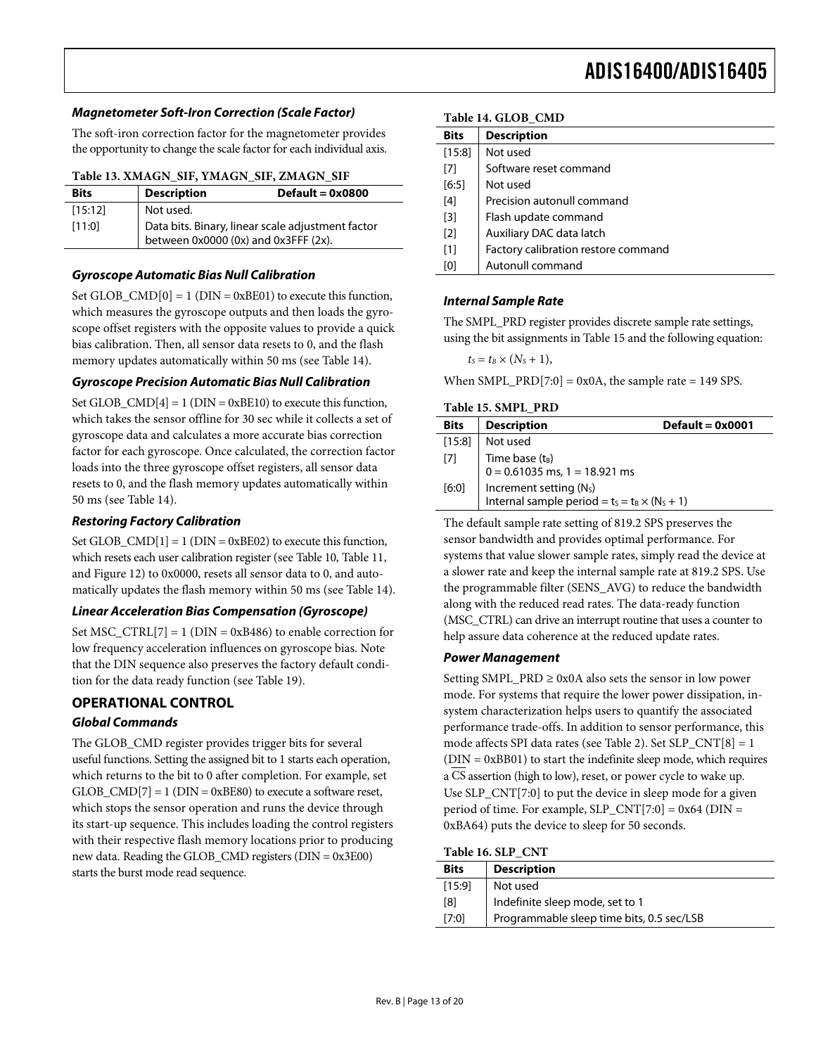### Magnetometer Soft-Iron Correction (Scale Factor)

The soft-iron correction factor for the magnetometer provides the opportunity to change the scale factor for each individual axis.

**Table 13. XMAGN_SIF, YMAGN_SIF, ZMAGN_SIF**

| Bits | Description | Default = 0x0800 |
|---|---|---|
| [15:12] | Not used. | |
| [11:0] | Data bits. Binary, linear scale adjustment factor between 0x0000 (0x) and 0x3FFF (2x). | |

### Gyroscope Automatic Bias Null Calibration

Set GLOB_CMD[0] = 1 (DIN = 0xBE01) to execute this function, which measures the gyroscope outputs and then loads the gyroscope offset registers with the opposite values to provide a quick bias calibration. Then, all sensor data resets to 0, and the flash memory updates automatically within 50 ms (see Table 14).

### Gyroscope Precision Automatic Bias Null Calibration

Set GLOB_CMD[4] = 1 (DIN = 0xBE10) to execute this function, which takes the sensor offline for 30 sec while it collects a set of gyroscope data and calculates a more accurate bias correction factor for each gyroscope. Once calculated, the correction factor loads into the three gyroscope offset registers, all sensor data resets to 0, and the flash memory updates automatically within 50 ms (see Table 14).

### Restoring Factory Calibration

Set GLOB_CMD[1] = 1 (DIN = 0xBE02) to execute this function, which resets each user calibration register (see Table 10, Table 11, and Figure 12) to 0x0000, resets all sensor data to 0, and automatically updates the flash memory within 50 ms (see Table 14).

### Linear Acceleration Bias Compensation (Gyroscope)

Set MSC_CTRL[7] = 1 (DIN = 0xB486) to enable correction for low frequency acceleration influences on gyroscope bias. Note that the DIN sequence also preserves the factory default condition for the data ready function (see Table 19).

## OPERATIONAL CONTROL

### Global Commands

The GLOB_CMD register provides trigger bits for several useful functions. Setting the assigned bit to 1 starts each operation, which returns to the bit to 0 after completion. For example, set GLOB_CMD[7] = 1 (DIN = 0xBE80) to execute a software reset, which stops the sensor operation and runs the device through its start-up sequence. This includes loading the control registers with their respective flash memory locations prior to producing new data. Reading the GLOB_CMD registers (DIN = 0x3E00) starts the burst mode read sequence.

**Table 14. GLOB_CMD**

| Bits | Description |
|---|---|
| [15:8] | Not used |
| [7] | Software reset command |
| [6:5] | Not used |
| [4] | Precision autonull command |
| [3] | Flash update command |
| [2] | Auxiliary DAC data latch |
| [1] | Factory calibration restore command |
| [0] | Autonull command |

### Internal Sample Rate

The SMPL_PRD register provides discrete sample rate settings, using the bit assignments in Table 15 and the following equation:

$t_S = t_B \times (N_S + 1)$,

When SMPL_PRD[7:0] = 0x0A, the sample rate = 149 SPS.

**Table 15. SMPL_PRD**

| Bits | Description | Default = 0x0001 |
|---|---|---|
| [15:8] | Not used | |
| [7] | Time base ($t_B$) 0 = 0.61035 ms, 1 = 18.921 ms | |
| [6:0] | Increment setting ($N_S$) Internal sample period = $t_S = t_B \times (N_S + 1)$ | |

The default sample rate setting of 819.2 SPS preserves the sensor bandwidth and provides optimal performance. For systems that value slower sample rates, simply read the device at a slower rate and keep the internal sample rate at 819.2 SPS. Use the programmable filter (SENS_AVG) to reduce the bandwidth along with the reduced read rates. The data-ready function (MSC_CTRL) can drive an interrupt routine that uses a counter to help assure data coherence at the reduced update rates.

### Power Management

Setting SMPL_PRD ≥ 0x0A also sets the sensor in low power mode. For systems that require the lower power dissipation, in-system characterization helps users to quantify the associated performance trade-offs. In addition to sensor performance, this mode affects SPI data rates (see Table 2). Set SLP_CNT[8] = 1 (DIN = 0xBB01) to start the indefinite sleep mode, which requires a $\overline{CS}$ assertion (high to low), reset, or power cycle to wake up. Use SLP_CNT[7:0] to put the device in sleep mode for a given period of time. For example, SLP_CNT[7:0] = 0x64 (DIN = 0xBA64) puts the device to sleep for 50 seconds.

**Table 16. SLP_CNT**

| Bits | Description |
|---|---|
| [15:9] | Not used |
| [8] | Indefinite sleep mode, set to 1 |
| [7:0] | Programmable sleep time bits, 0.5 sec/LSB |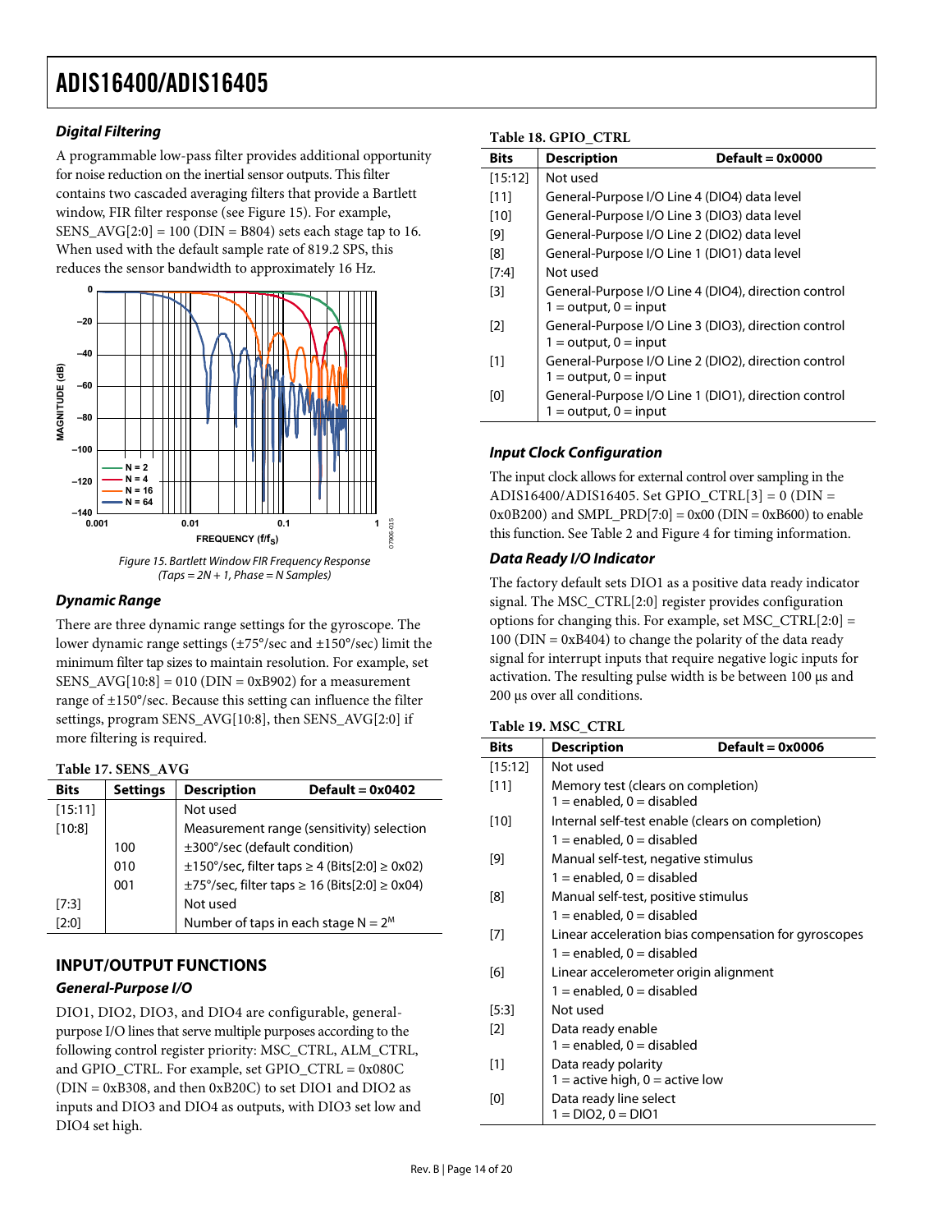### *Digital Filtering*

A programmable low-pass filter provides additional opportunity for noise reduction on the inertial sensor outputs. This filter contains two cascaded averaging filters that provide a Bartlett window, FIR filter response (see Figure 15). For example, SENS_AVG[2:0] = 100 (DIN = B804) sets each stage tap to 16. When used with the default sample rate of 819.2 SPS, this reduces the sensor bandwidth to approximately 16 Hz.

*Figure 15. Bartlett Window FIR Frequency Response (Taps = 2N + 1, Phase = N Samples)*

### *Dynamic Range*

There are three dynamic range settings for the gyroscope. The lower dynamic range settings (±75°/sec and ±150°/sec) limit the minimum filter tap sizes to maintain resolution. For example, set SENS_AVG[10:8] = 010 (DIN = 0xB902) for a measurement range of ±150°/sec. Because this setting can influence the filter settings, program SENS_AVG[10:8], then SENS_AVG[2:0] if more filtering is required.

**Table 17. SENS_AVG**

| Bits | Settings | Description | Default = 0x0402 |
|---|---|---|---|
| [15:11] | | Not used | |
| [10:8] | | Measurement range (sensitivity) selection | |
| | 100 | ±300°/sec (default condition) | |
| | 010 | ±150°/sec, filter taps ≥ 4 (Bits[2:0] ≥ 0x02) | |
| | 001 | ±75°/sec, filter taps ≥ 16 (Bits[2:0] ≥ 0x04) | |
| [7:3] | | Not used | |
| [2:0] | | Number of taps in each stage $N = 2^M$ | |

## INPUT/OUTPUT FUNCTIONS

### *General-Purpose I/O*

DIO1, DIO2, DIO3, and DIO4 are configurable, general-purpose I/O lines that serve multiple purposes according to the following control register priority: MSC_CTRL, ALM_CTRL, and GPIO_CTRL. For example, set GPIO_CTRL = 0x080C (DIN = 0xB308, and then 0xB20C) to set DIO1 and DIO2 as inputs and DIO3 and DIO4 as outputs, with DIO3 set low and DIO4 set high.

**Table 18. GPIO_CTRL**

| Bits | Description | Default = 0x0000 |
|---|---|---|
| [15:12] | Not used | |
| [11] | General-Purpose I/O Line 4 (DIO4) data level | |
| [10] | General-Purpose I/O Line 3 (DIO3) data level | |
| [9] | General-Purpose I/O Line 2 (DIO2) data level | |
| [8] | General-Purpose I/O Line 1 (DIO1) data level | |
| [7:4] | Not used | |
| [3] | General-Purpose I/O Line 4 (DIO4), direction control 1 = output, 0 = input | |
| [2] | General-Purpose I/O Line 3 (DIO3), direction control 1 = output, 0 = input | |
| [1] | General-Purpose I/O Line 2 (DIO2), direction control 1 = output, 0 = input | |
| [0] | General-Purpose I/O Line 1 (DIO1), direction control 1 = output, 0 = input | |

### *Input Clock Configuration*

The input clock allows for external control over sampling in the ADIS16400/ADIS16405. Set GPIO_CTRL[3] = 0 (DIN = 0x0B200) and SMPL_PRD[7:0] = 0x00 (DIN = 0xB600) to enable this function. See Table 2 and Figure 4 for timing information.

### *Data Ready I/O Indicator*

The factory default sets DIO1 as a positive data ready indicator signal. The MSC_CTRL[2:0] register provides configuration options for changing this. For example, set MSC_CTRL[2:0] = 100 (DIN = 0xB404) to change the polarity of the data ready signal for interrupt inputs that require negative logic inputs for activation. The resulting pulse width is be between 100 μs and 200 μs over all conditions.

**Table 19. MSC_CTRL**

| Bits | Description | Default = 0x0006 |
|---|---|---|
| [15:12] | Not used | |
| [11] | Memory test (clears on completion) 1 = enabled, 0 = disabled | |
| [10] | Internal self-test enable (clears on completion) 1 = enabled, 0 = disabled | |
| [9] | Manual self-test, negative stimulus 1 = enabled, 0 = disabled | |
| [8] | Manual self-test, positive stimulus 1 = enabled, 0 = disabled | |
| [7] | Linear acceleration bias compensation for gyroscopes 1 = enabled, 0 = disabled | |
| [6] | Linear accelerometer origin alignment 1 = enabled, 0 = disabled | |
| [5:3] | Not used | |
| [2] | Data ready enable 1 = enabled, 0 = disabled | |
| [1] | Data ready polarity 1 = active high, 0 = active low | |
| [0] | Data ready line select 1 = DIO2, 0 = DIO1 | |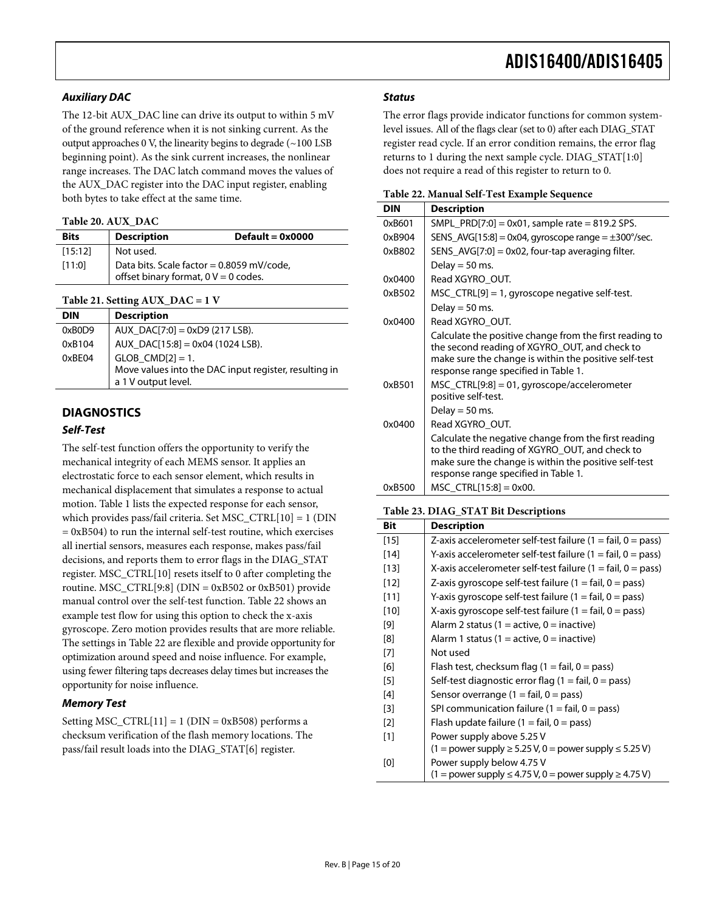### *Auxiliary DAC*

The 12-bit AUX_DAC line can drive its output to within 5 mV of the ground reference when it is not sinking current. As the output approaches 0 V, the linearity begins to degrade (~100 LSB beginning point). As the sink current increases, the nonlinear range increases. The DAC latch command moves the values of the AUX_DAC register into the DAC input register, enabling both bytes to take effect at the same time.

**Table 20. AUX_DAC**

| Bits | Description | Default = 0x0000 |
|---|---|---|
| [15:12] | Not used. | |
| [11:0] | Data bits. Scale factor = 0.8059 mV/code, offset binary format, 0 V = 0 codes. | |

**Table 21. Setting AUX_DAC = 1 V**

| DIN | Description |
|---|---|
| 0xB0D9 | AUX_DAC[7:0] = 0xD9 (217 LSB). |
| 0xB104 | AUX_DAC[15:8] = 0x04 (1024 LSB). |
| 0xBE04 | GLOB_CMD[2] = 1. Move values into the DAC input register, resulting in a 1 V output level. |

## DIAGNOSTICS

### *Self-Test*

The self-test function offers the opportunity to verify the mechanical integrity of each MEMS sensor. It applies an electrostatic force to each sensor element, which results in mechanical displacement that simulates a response to actual motion. Table 1 lists the expected response for each sensor, which provides pass/fail criteria. Set MSC_CTRL[10] = 1 (DIN = 0xB504) to run the internal self-test routine, which exercises all inertial sensors, measures each response, makes pass/fail decisions, and reports them to error flags in the DIAG_STAT register. MSC_CTRL[10] resets itself to 0 after completing the routine. MSC_CTRL[9:8] (DIN = 0xB502 or 0xB501) provide manual control over the self-test function. Table 22 shows an example test flow for using this option to check the x-axis gyroscope. Zero motion provides results that are more reliable. The settings in Table 22 are flexible and provide opportunity for optimization around speed and noise influence. For example, using fewer filtering taps decreases delay times but increases the opportunity for noise influence.

### *Memory Test*

Setting MSC_CTRL[11] = 1 (DIN = 0xB508) performs a checksum verification of the flash memory locations. The pass/fail result loads into the DIAG_STAT[6] register.

### *Status*

The error flags provide indicator functions for common system-level issues. All of the flags clear (set to 0) after each DIAG_STAT register read cycle. If an error condition remains, the error flag returns to 1 during the next sample cycle. DIAG_STAT[1:0] does not require a read of this register to return to 0.

**Table 22. Manual Self-Test Example Sequence**

| DIN | Description |
|---|---|
| 0xB601 | SMPL_PRD[7:0] = 0x01, sample rate = 819.2 SPS. |
| 0xB904 | SENS_AVG[15:8] = 0x04, gyroscope range = ±300°/sec. |
| 0xB802 | SENS_AVG[7:0] = 0x02, four-tap averaging filter. |
| | Delay = 50 ms. |
| 0x0400 | Read XGYRO_OUT. |
| 0xB502 | MSC_CTRL[9] = 1, gyroscope negative self-test. |
| | Delay = 50 ms. |
| 0x0400 | Read XGYRO_OUT. |
| | Calculate the positive change from the first reading to the second reading of XGYRO_OUT, and check to make sure the change is within the positive self-test response range specified in Table 1. |
| 0xB501 | MSC_CTRL[9:8] = 01, gyroscope/accelerometer positive self-test. |
| | Delay = 50 ms. |
| 0x0400 | Read XGYRO_OUT. |
| | Calculate the negative change from the first reading to the third reading of XGYRO_OUT, and check to make sure the change is within the positive self-test response range specified in Table 1. |
| 0xB500 | MSC_CTRL[15:8] = 0x00. |

**Table 23. DIAG_STAT Bit Descriptions**

| Bit | Description |
|---|---|
| [15] | Z-axis accelerometer self-test failure (1 = fail, 0 = pass) |
| [14] | Y-axis accelerometer self-test failure (1 = fail, 0 = pass) |
| [13] | X-axis accelerometer self-test failure (1 = fail, 0 = pass) |
| [12] | Z-axis gyroscope self-test failure (1 = fail, 0 = pass) |
| [11] | Y-axis gyroscope self-test failure (1 = fail, 0 = pass) |
| [10] | X-axis gyroscope self-test failure (1 = fail, 0 = pass) |
| [9] | Alarm 2 status (1 = active, 0 = inactive) |
| [8] | Alarm 1 status (1 = active, 0 = inactive) |
| [7] | Not used |
| [6] | Flash test, checksum flag (1 = fail, 0 = pass) |
| [5] | Self-test diagnostic error flag (1 = fail, 0 = pass) |
| [4] | Sensor overrange (1 = fail, 0 = pass) |
| [3] | SPI communication failure (1 = fail, 0 = pass) |
| [2] | Flash update failure (1 = fail, 0 = pass) |
| [1] | Power supply above 5.25 V (1 = power supply ≥ 5.25 V, 0 = power supply ≤ 5.25 V) |
| [0] | Power supply below 4.75 V (1 = power supply ≤ 4.75 V, 0 = power supply ≥ 4.75 V) |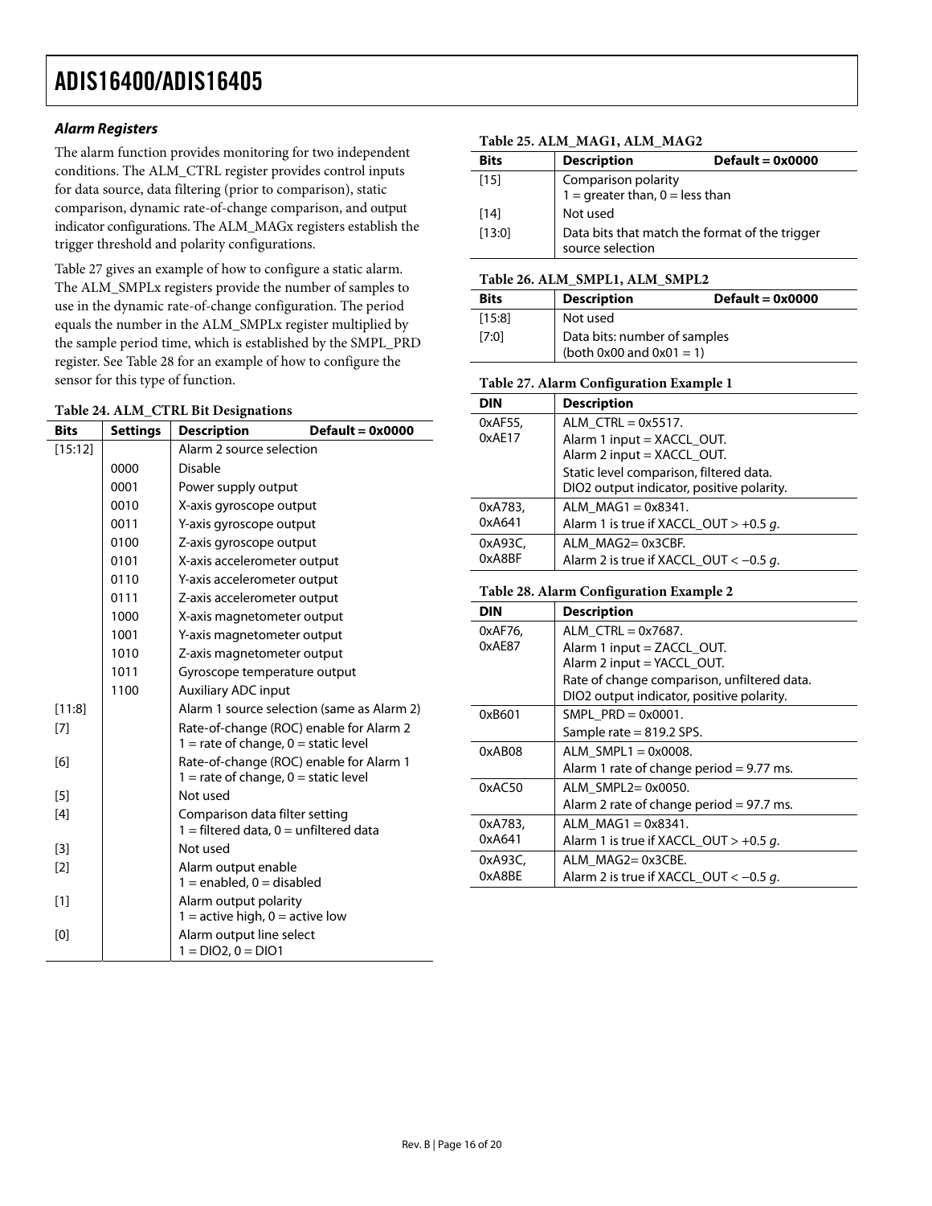### Alarm Registers

The alarm function provides monitoring for two independent conditions. The ALM_CTRL register provides control inputs for data source, data filtering (prior to comparison), static comparison, dynamic rate-of-change comparison, and output indicator configurations. The ALM_MAGx registers establish the trigger threshold and polarity configurations.

Table 27 gives an example of how to configure a static alarm. The ALM_SMPLx registers provide the number of samples to use in the dynamic rate-of-change configuration. The period equals the number in the ALM_SMPLx register multiplied by the sample period time, which is established by the SMPL_PRD register. See Table 28 for an example of how to configure the sensor for this type of function.

**Table 24. ALM_CTRL Bit Designations**

| Bits | Settings | Description Default = 0x0000 |
|---|---|---|
| [15:12] | | Alarm 2 source selection |
| | 0000 | Disable |
| | 0001 | Power supply output |
| | 0010 | X-axis gyroscope output |
| | 0011 | Y-axis gyroscope output |
| | 0100 | Z-axis gyroscope output |
| | 0101 | X-axis accelerometer output |
| | 0110 | Y-axis accelerometer output |
| | 0111 | Z-axis accelerometer output |
| | 1000 | X-axis magnetometer output |
| | 1001 | Y-axis magnetometer output |
| | 1010 | Z-axis magnetometer output |
| | 1011 | Gyroscope temperature output |
| | 1100 | Auxiliary ADC input |
| [11:8] | | Alarm 1 source selection (same as Alarm 2) |
| [7] | | Rate-of-change (ROC) enable for Alarm 2<br>1 = rate of change, 0 = static level |
| [6] | | Rate-of-change (ROC) enable for Alarm 1<br>1 = rate of change, 0 = static level |
| [5] | | Not used |
| [4] | | Comparison data filter setting<br>1 = filtered data, 0 = unfiltered data |
| [3] | | Not used |
| [2] | | Alarm output enable<br>1 = enabled, 0 = disabled |
| [1] | | Alarm output polarity<br>1 = active high, 0 = active low |
| [0] | | Alarm output line select<br>1 = DIO2, 0 = DIO1 |

**Table 25. ALM_MAG1, ALM_MAG2**

| Bits | Description Default = 0x0000 |
|---|---|
| [15] | Comparison polarity<br>1 = greater than, 0 = less than |
| [14] | Not used |
| [13:0] | Data bits that match the format of the trigger source selection |

**Table 26. ALM_SMPL1, ALM_SMPL2**

| Bits | Description Default = 0x0000 |
|---|---|
| [15:8] | Not used |
| [7:0] | Data bits: number of samples<br>(both 0x00 and 0x01 = 1) |

**Table 27. Alarm Configuration Example 1**

| DIN | Description |
|---|---|
| 0xAF55,<br>0xAE17 | ALM_CTRL = 0x5517.<br>Alarm 1 input = XACCL_OUT.<br>Alarm 2 input = XACCL_OUT.<br>Static level comparison, filtered data.<br>DIO2 output indicator, positive polarity. |
| 0xA783,<br>0xA641 | ALM_MAG1 = 0x8341.<br>Alarm 1 is true if XACCL_OUT > +0.5 *g*. |
| 0xA93C,<br>0xA8BF | ALM_MAG2= 0x3CBF.<br>Alarm 2 is true if XACCL_OUT < −0.5 *g*. |

**Table 28. Alarm Configuration Example 2**

| DIN | Description |
|---|---|
| 0xAF76,<br>0xAE87 | ALM_CTRL = 0x7687.<br>Alarm 1 input = ZACCL_OUT.<br>Alarm 2 input = YACCL_OUT.<br>Rate of change comparison, unfiltered data.<br>DIO2 output indicator, positive polarity. |
| 0xB601 | SMPL_PRD = 0x0001.<br>Sample rate = 819.2 SPS. |
| 0xAB08 | ALM_SMPL1 = 0x0008.<br>Alarm 1 rate of change period = 9.77 ms. |
| 0xAC50 | ALM_SMPL2= 0x0050.<br>Alarm 2 rate of change period = 97.7 ms. |
| 0xA783,<br>0xA641 | ALM_MAG1 = 0x8341.<br>Alarm 1 is true if XACCL_OUT > +0.5 *g*. |
| 0xA93C,<br>0xA8BE | ALM_MAG2= 0x3CBE.<br>Alarm 2 is true if XACCL_OUT < −0.5 *g*. |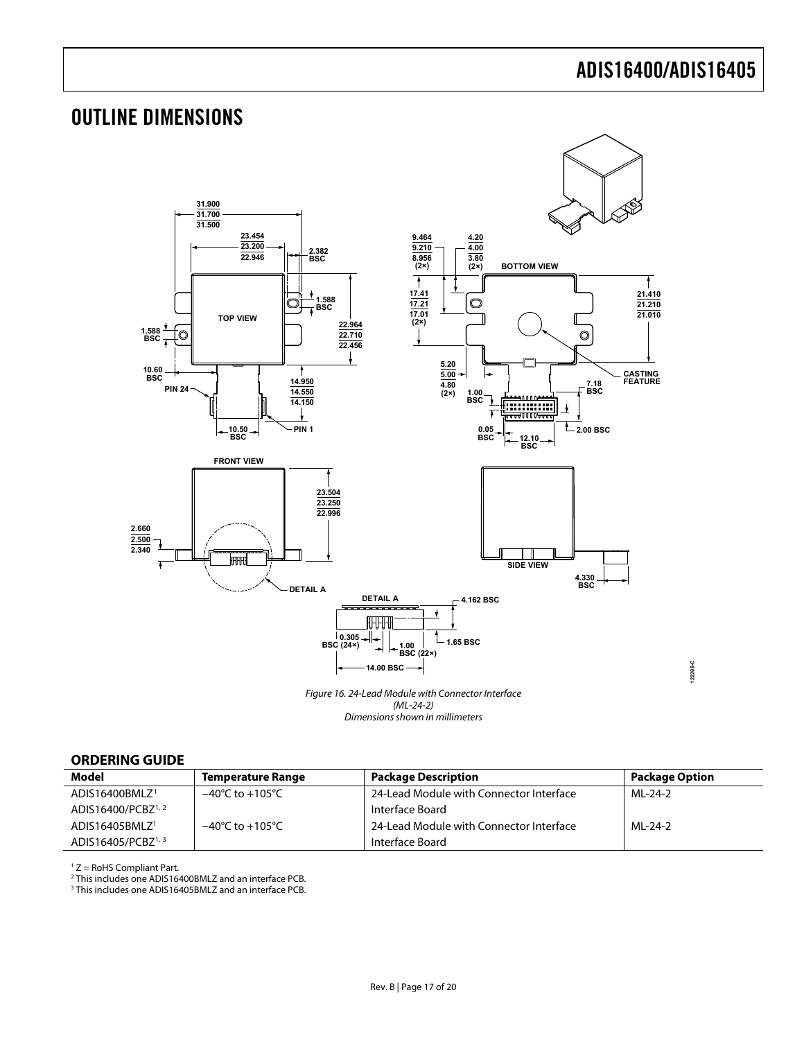# OUTLINE DIMENSIONS

Figure 16. 24-Lead Module with Connector Interface
(ML-24-2)
Dimensions shown in millimeters

## ORDERING GUIDE

| Model | Temperature Range | Package Description | Package Option |
|---|---|---|---|
| ADIS16400BMLZ[1] | −40°C to +105°C | 24-Lead Module with Connector Interface | ML-24-2 |
| ADIS16400/PCBZ[1, 2] | | Interface Board | |
| ADIS16405BMLZ[1] | −40°C to +105°C | 24-Lead Module with Connector Interface | ML-24-2 |
| ADIS16405/PCBZ[1, 3] | | Interface Board | |

[1] Z = RoHS Compliant Part.
[2] This includes one ADIS16400BMLZ and an interface PCB.
[3] This includes one ADIS16405BMLZ and an interface PCB.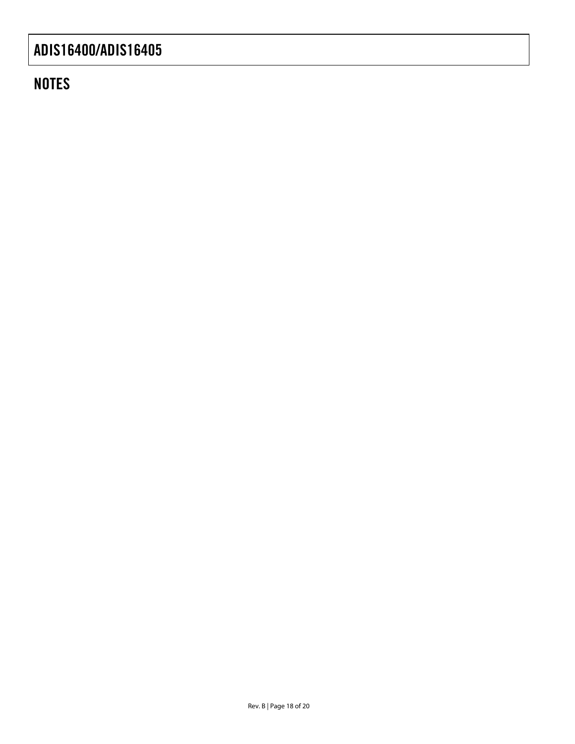## NOTES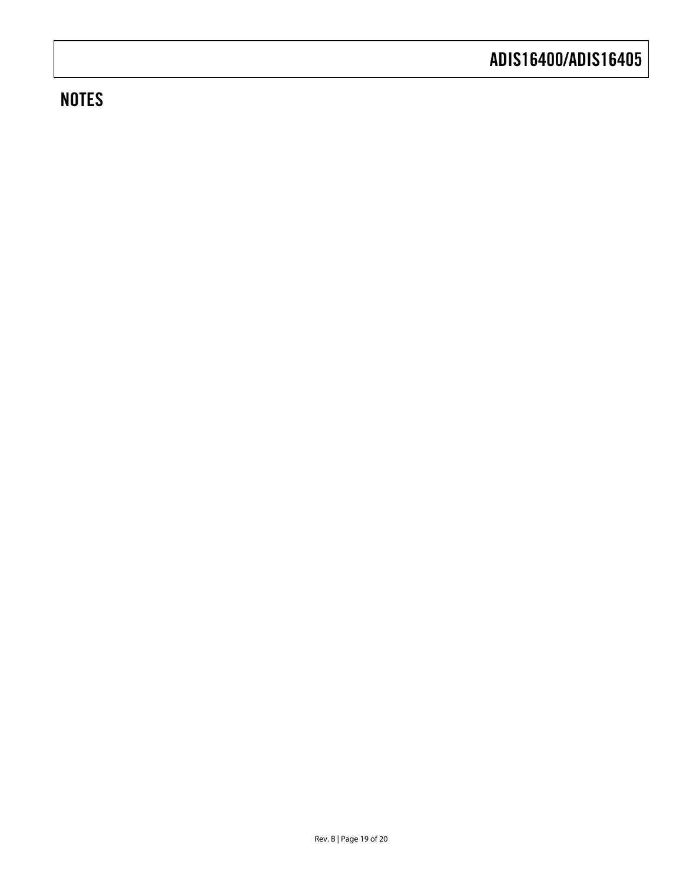## NOTES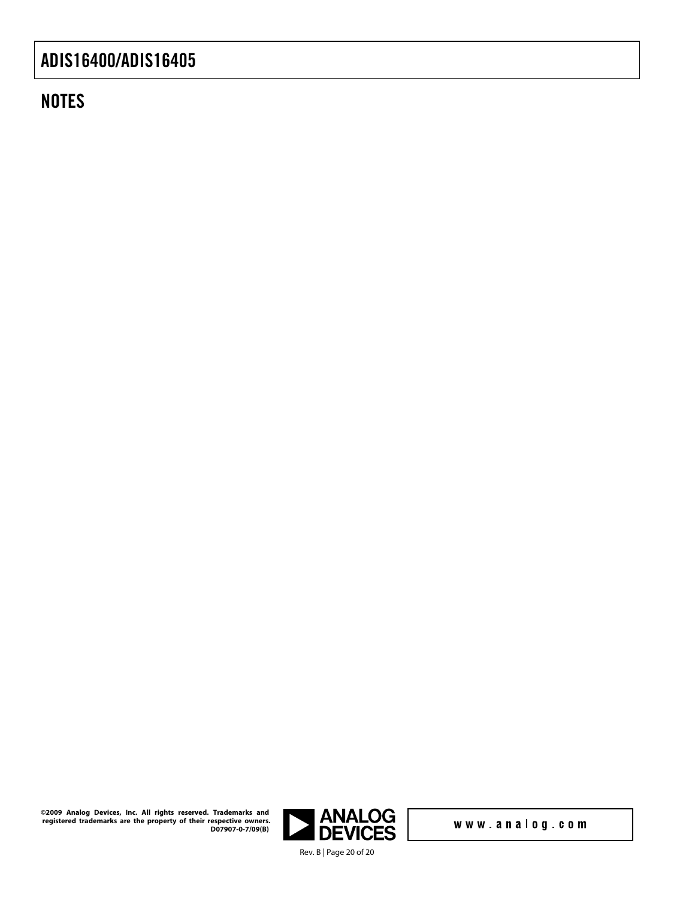## NOTES

©2009 Analog Devices, Inc. All rights reserved. Trademarks and registered trademarks are the property of their respective owners.
D07907-0-7/09(B)

www.analog.com